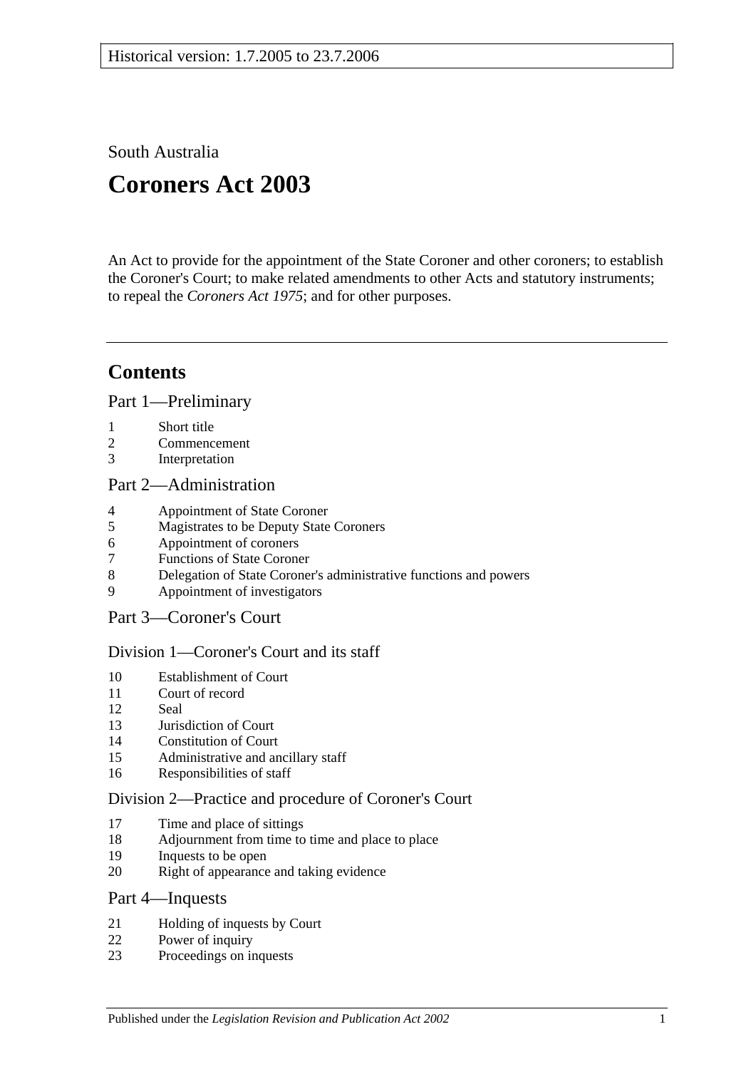Historical version: 1.7.2005 to 23.7.2006

South Australia

# Coroners Act 2003

An Act to provide for the appointment of the State Coroner and other coroners; to establish the Coroner's Court; to make related amendments to other Acts and statutory instruments; to repeal the *Coroners Act 1975*; and for other purposes.

## Contents

Part 1—Preliminary

1 Short title
2 Commencement
3 Interpretation

Part 2—Administration

4 Appointment of State Coroner
5 Magistrates to be Deputy State Coroners
6 Appointment of coroners
7 Functions of State Coroner
8 Delegation of State Coroner's administrative functions and powers
9 Appointment of investigators

Part 3—Coroner's Court

Division 1—Coroner's Court and its staff

10 Establishment of Court
11 Court of record
12 Seal
13 Jurisdiction of Court
14 Constitution of Court
15 Administrative and ancillary staff
16 Responsibilities of staff

Division 2—Practice and procedure of Coroner's Court

17 Time and place of sittings
18 Adjournment from time to time and place to place
19 Inquests to be open
20 Right of appearance and taking evidence

Part 4—Inquests

21 Holding of inquests by Court
22 Power of inquiry
23 Proceedings on inquests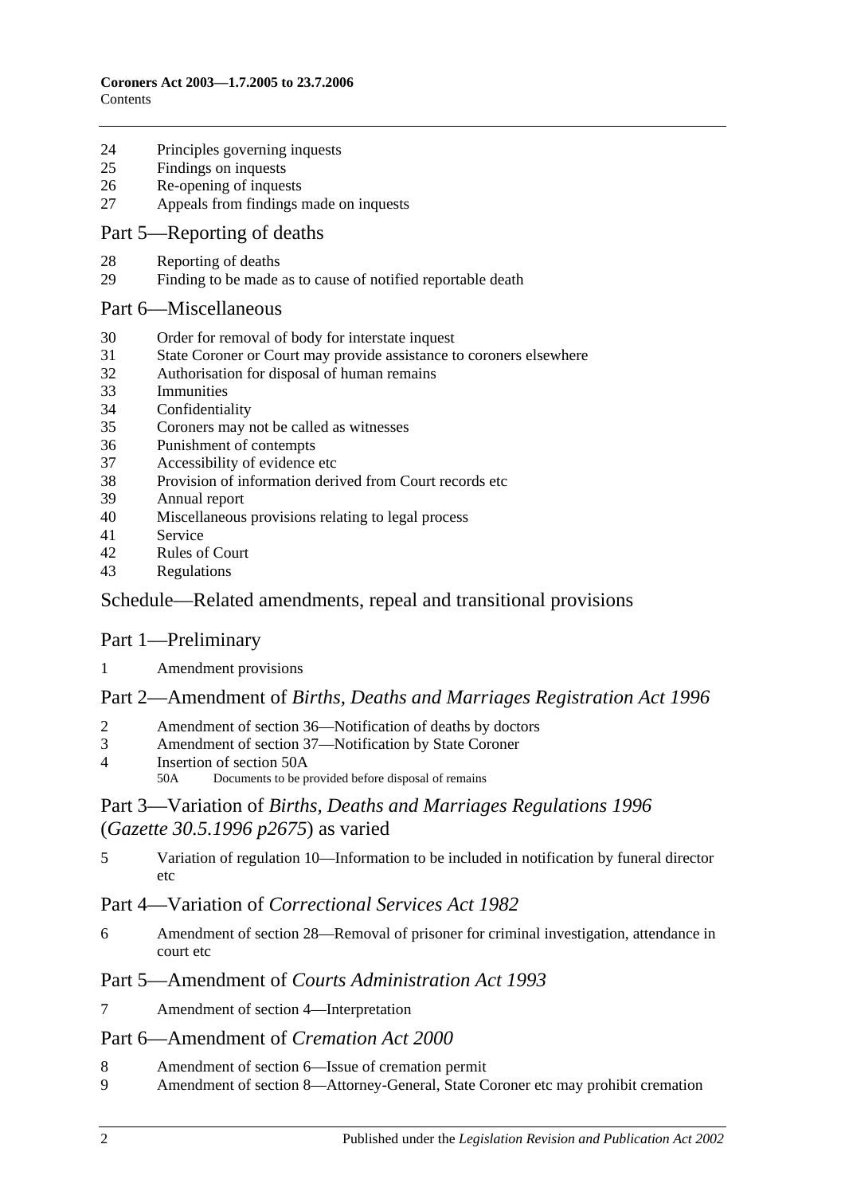24 Principles governing inquests
25 Findings on inquests
26 Re-opening of inquests
27 Appeals from findings made on inquests

## Part 5—Reporting of deaths

28 Reporting of deaths
29 Finding to be made as to cause of notified reportable death

## Part 6—Miscellaneous

30 Order for removal of body for interstate inquest
31 State Coroner or Court may provide assistance to coroners elsewhere
32 Authorisation for disposal of human remains
33 Immunities
34 Confidentiality
35 Coroners may not be called as witnesses
36 Punishment of contempts
37 Accessibility of evidence etc
38 Provision of information derived from Court records etc
39 Annual report
40 Miscellaneous provisions relating to legal process
41 Service
42 Rules of Court
43 Regulations

## Schedule—Related amendments, repeal and transitional provisions

## Part 1—Preliminary

1 Amendment provisions

## Part 2—Amendment of *Births, Deaths and Marriages Registration Act 1996*

2 Amendment of section 36—Notification of deaths by doctors
3 Amendment of section 37—Notification by State Coroner
4 Insertion of section 50A
   50A Documents to be provided before disposal of remains

## Part 3—Variation of *Births, Deaths and Marriages Regulations 1996* (*Gazette 30.5.1996 p2675*) as varied

5 Variation of regulation 10—Information to be included in notification by funeral director etc

## Part 4—Variation of *Correctional Services Act 1982*

6 Amendment of section 28—Removal of prisoner for criminal investigation, attendance in court etc

## Part 5—Amendment of *Courts Administration Act 1993*

7 Amendment of section 4—Interpretation

## Part 6—Amendment of *Cremation Act 2000*

8 Amendment of section 6—Issue of cremation permit
9 Amendment of section 8—Attorney-General, State Coroner etc may prohibit cremation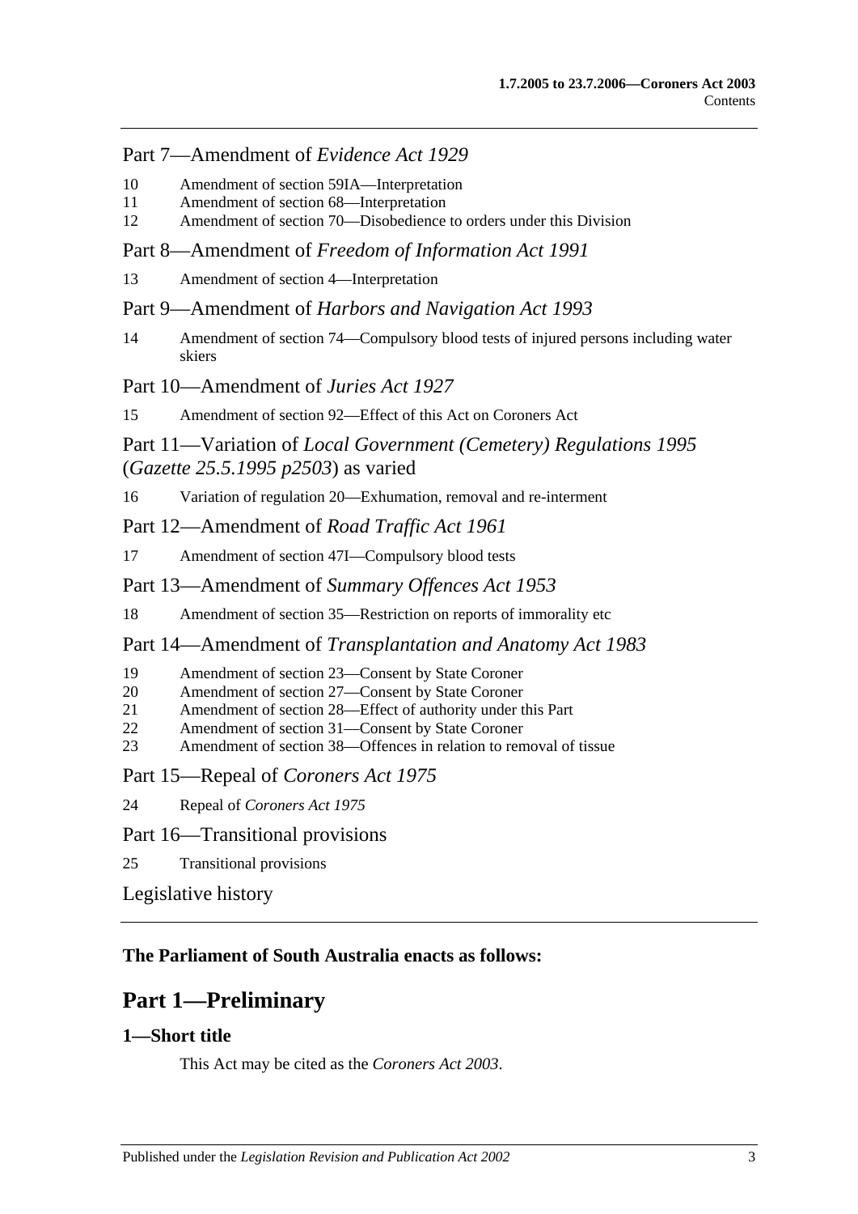Part 7—Amendment of *Evidence Act 1929*

10 Amendment of section 59IA—Interpretation
11 Amendment of section 68—Interpretation
12 Amendment of section 70—Disobedience to orders under this Division

Part 8—Amendment of *Freedom of Information Act 1991*

13 Amendment of section 4—Interpretation

Part 9—Amendment of *Harbors and Navigation Act 1993*

14 Amendment of section 74—Compulsory blood tests of injured persons including water skiers

Part 10—Amendment of *Juries Act 1927*

15 Amendment of section 92—Effect of this Act on Coroners Act

Part 11—Variation of *Local Government (Cemetery) Regulations 1995* (*Gazette 25.5.1995 p2503*) as varied

16 Variation of regulation 20—Exhumation, removal and re-interment

Part 12—Amendment of *Road Traffic Act 1961*

17 Amendment of section 47I—Compulsory blood tests

Part 13—Amendment of *Summary Offences Act 1953*

18 Amendment of section 35—Restriction on reports of immorality etc

Part 14—Amendment of *Transplantation and Anatomy Act 1983*

19 Amendment of section 23—Consent by State Coroner
20 Amendment of section 27—Consent by State Coroner
21 Amendment of section 28—Effect of authority under this Part
22 Amendment of section 31—Consent by State Coroner
23 Amendment of section 38—Offences in relation to removal of tissue

Part 15—Repeal of *Coroners Act 1975*

24 Repeal of *Coroners Act 1975*

Part 16—Transitional provisions

25 Transitional provisions

Legislative history

**The Parliament of South Australia enacts as follows:**

# Part 1—Preliminary

### 1—Short title

This Act may be cited as the *Coroners Act 2003*.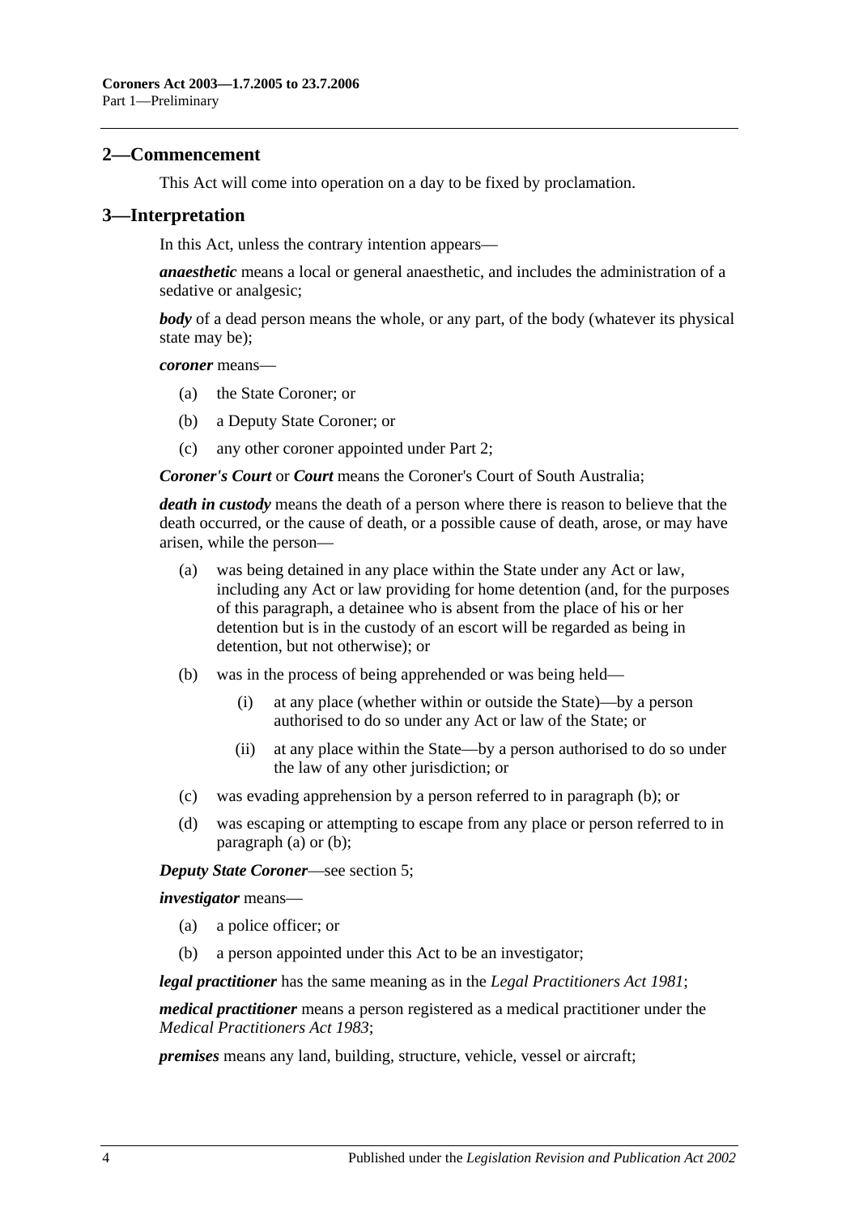## 2—Commencement

This Act will come into operation on a day to be fixed by proclamation.

## 3—Interpretation

In this Act, unless the contrary intention appears—

***anaesthetic*** means a local or general anaesthetic, and includes the administration of a sedative or analgesic;

***body*** of a dead person means the whole, or any part, of the body (whatever its physical state may be);

***coroner*** means—

- (a) the State Coroner; or
- (b) a Deputy State Coroner; or
- (c) any other coroner appointed under Part 2;

***Coroner's Court*** or ***Court*** means the Coroner's Court of South Australia;

***death in custody*** means the death of a person where there is reason to believe that the death occurred, or the cause of death, or a possible cause of death, arose, or may have arisen, while the person—

- (a) was being detained in any place within the State under any Act or law, including any Act or law providing for home detention (and, for the purposes of this paragraph, a detainee who is absent from the place of his or her detention but is in the custody of an escort will be regarded as being in detention, but not otherwise); or
- (b) was in the process of being apprehended or was being held—
  - (i) at any place (whether within or outside the State)—by a person authorised to do so under any Act or law of the State; or
  - (ii) at any place within the State—by a person authorised to do so under the law of any other jurisdiction; or
- (c) was evading apprehension by a person referred to in paragraph (b); or
- (d) was escaping or attempting to escape from any place or person referred to in paragraph (a) or (b);

***Deputy State Coroner***—see section 5;

***investigator*** means—

- (a) a police officer; or
- (b) a person appointed under this Act to be an investigator;

***legal practitioner*** has the same meaning as in the *Legal Practitioners Act 1981*;

***medical practitioner*** means a person registered as a medical practitioner under the *Medical Practitioners Act 1983*;

***premises*** means any land, building, structure, vehicle, vessel or aircraft;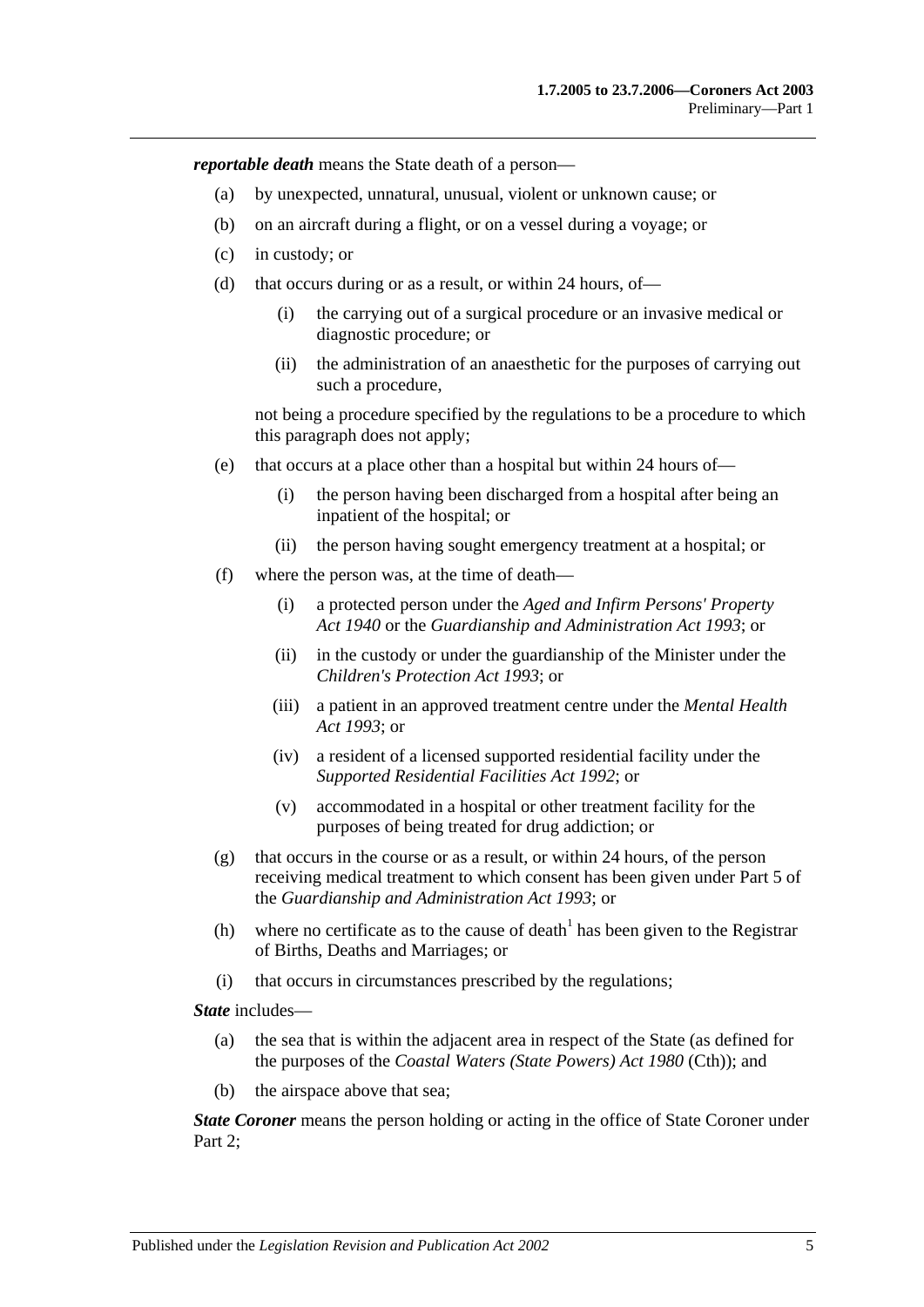***reportable death*** means the State death of a person—

(a) by unexpected, unnatural, unusual, violent or unknown cause; or

(b) on an aircraft during a flight, or on a vessel during a voyage; or

(c) in custody; or

(d) that occurs during or as a result, or within 24 hours, of—

(i) the carrying out of a surgical procedure or an invasive medical or diagnostic procedure; or

(ii) the administration of an anaesthetic for the purposes of carrying out such a procedure,

not being a procedure specified by the regulations to be a procedure to which this paragraph does not apply;

(e) that occurs at a place other than a hospital but within 24 hours of—

(i) the person having been discharged from a hospital after being an inpatient of the hospital; or

(ii) the person having sought emergency treatment at a hospital; or

(f) where the person was, at the time of death—

(i) a protected person under the *Aged and Infirm Persons' Property Act 1940* or the *Guardianship and Administration Act 1993*; or

(ii) in the custody or under the guardianship of the Minister under the *Children's Protection Act 1993*; or

(iii) a patient in an approved treatment centre under the *Mental Health Act 1993*; or

(iv) a resident of a licensed supported residential facility under the *Supported Residential Facilities Act 1992*; or

(v) accommodated in a hospital or other treatment facility for the purposes of being treated for drug addiction; or

(g) that occurs in the course or as a result, or within 24 hours, of the person receiving medical treatment to which consent has been given under Part 5 of the *Guardianship and Administration Act 1993*; or

(h) where no certificate as to the cause of death[1] has been given to the Registrar of Births, Deaths and Marriages; or

(i) that occurs in circumstances prescribed by the regulations;

***State*** includes—

(a) the sea that is within the adjacent area in respect of the State (as defined for the purposes of the *Coastal Waters (State Powers) Act 1980* (Cth)); and

(b) the airspace above that sea;

***State Coroner*** means the person holding or acting in the office of State Coroner under Part 2;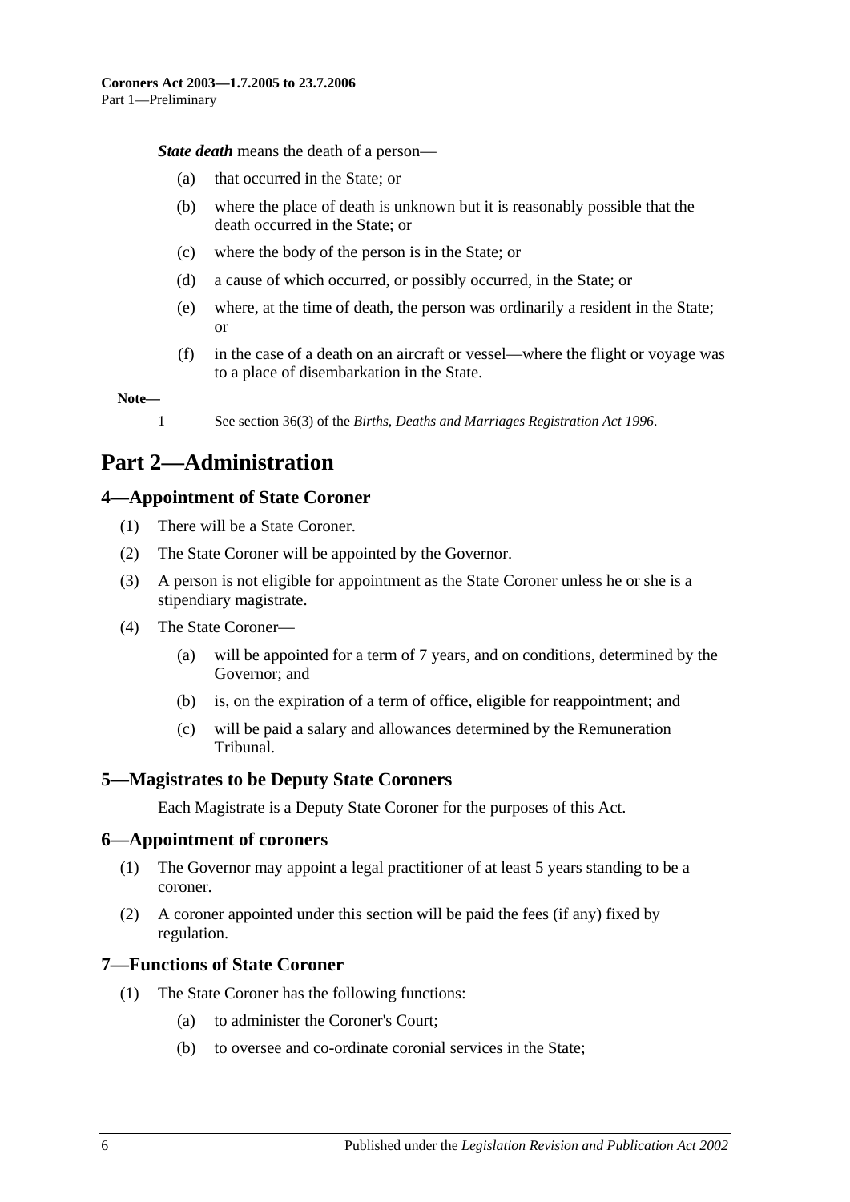***State death*** means the death of a person—

- (a) that occurred in the State; or
- (b) where the place of death is unknown but it is reasonably possible that the death occurred in the State; or
- (c) where the body of the person is in the State; or
- (d) a cause of which occurred, or possibly occurred, in the State; or
- (e) where, at the time of death, the person was ordinarily a resident in the State; or
- (f) in the case of a death on an aircraft or vessel—where the flight or voyage was to a place of disembarkation in the State.

**Note—**

1 See section 36(3) of the *Births, Deaths and Marriages Registration Act 1996*.

# Part 2—Administration

## 4—Appointment of State Coroner

(1) There will be a State Coroner.

(2) The State Coroner will be appointed by the Governor.

(3) A person is not eligible for appointment as the State Coroner unless he or she is a stipendiary magistrate.

(4) The State Coroner—

- (a) will be appointed for a term of 7 years, and on conditions, determined by the Governor; and
- (b) is, on the expiration of a term of office, eligible for reappointment; and
- (c) will be paid a salary and allowances determined by the Remuneration Tribunal.

## 5—Magistrates to be Deputy State Coroners

Each Magistrate is a Deputy State Coroner for the purposes of this Act.

## 6—Appointment of coroners

(1) The Governor may appoint a legal practitioner of at least 5 years standing to be a coroner.

(2) A coroner appointed under this section will be paid the fees (if any) fixed by regulation.

## 7—Functions of State Coroner

(1) The State Coroner has the following functions:

- (a) to administer the Coroner's Court;
- (b) to oversee and co-ordinate coronial services in the State;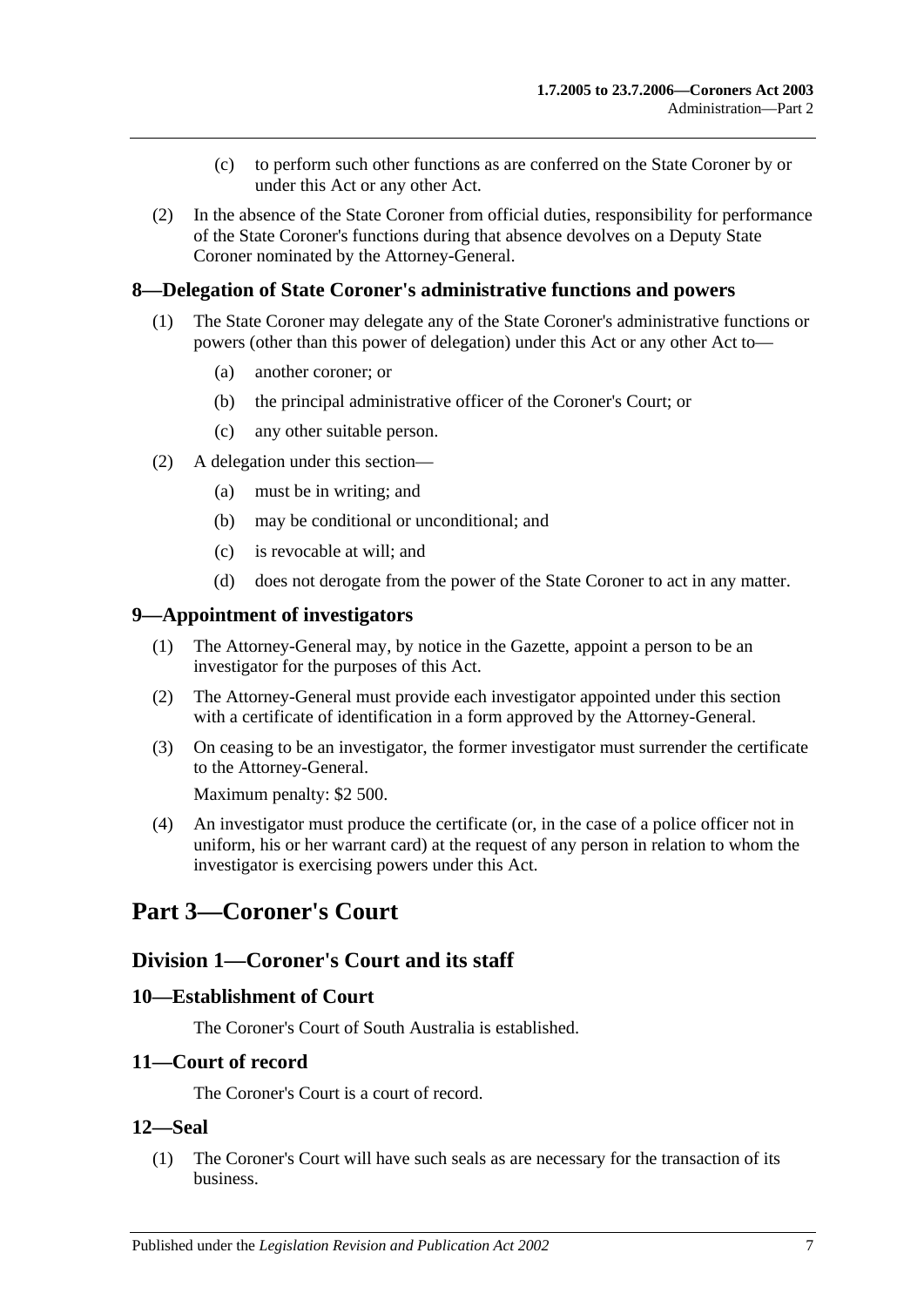(c) to perform such other functions as are conferred on the State Coroner by or under this Act or any other Act.

(2) In the absence of the State Coroner from official duties, responsibility for performance of the State Coroner's functions during that absence devolves on a Deputy State Coroner nominated by the Attorney-General.

### 8—Delegation of State Coroner's administrative functions and powers

(1) The State Coroner may delegate any of the State Coroner's administrative functions or powers (other than this power of delegation) under this Act or any other Act to—

(a) another coroner; or

(b) the principal administrative officer of the Coroner's Court; or

(c) any other suitable person.

(2) A delegation under this section—

(a) must be in writing; and

(b) may be conditional or unconditional; and

(c) is revocable at will; and

(d) does not derogate from the power of the State Coroner to act in any matter.

### 9—Appointment of investigators

(1) The Attorney-General may, by notice in the Gazette, appoint a person to be an investigator for the purposes of this Act.

(2) The Attorney-General must provide each investigator appointed under this section with a certificate of identification in a form approved by the Attorney-General.

(3) On ceasing to be an investigator, the former investigator must surrender the certificate to the Attorney-General.

Maximum penalty: $2 500.

(4) An investigator must produce the certificate (or, in the case of a police officer not in uniform, his or her warrant card) at the request of any person in relation to whom the investigator is exercising powers under this Act.

# Part 3—Coroner's Court

## Division 1—Coroner's Court and its staff

### 10—Establishment of Court

The Coroner's Court of South Australia is established.

### 11—Court of record

The Coroner's Court is a court of record.

### 12—Seal

(1) The Coroner's Court will have such seals as are necessary for the transaction of its business.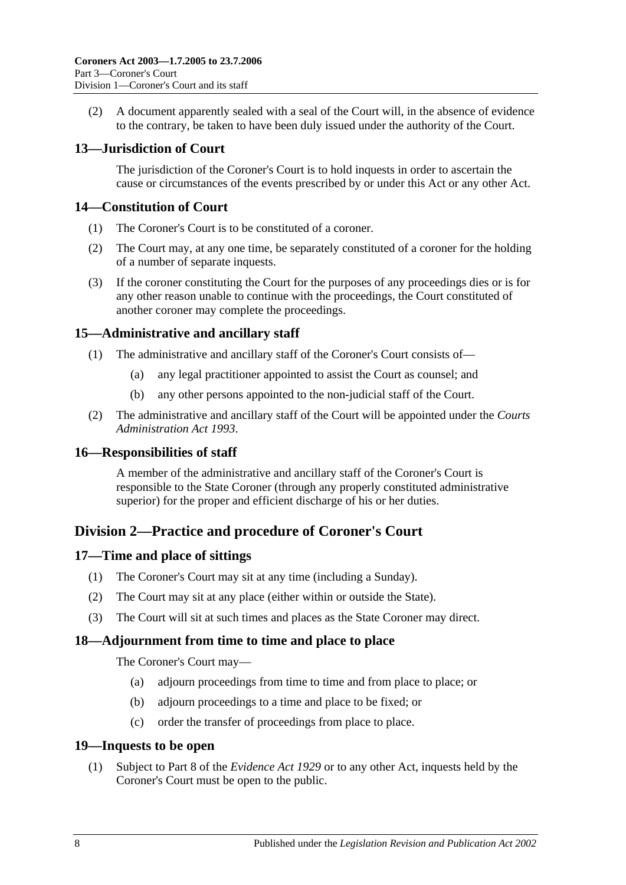(2) A document apparently sealed with a seal of the Court will, in the absence of evidence to the contrary, be taken to have been duly issued under the authority of the Court.

### 13—Jurisdiction of Court

The jurisdiction of the Coroner's Court is to hold inquests in order to ascertain the cause or circumstances of the events prescribed by or under this Act or any other Act.

### 14—Constitution of Court

(1) The Coroner's Court is to be constituted of a coroner.

(2) The Court may, at any one time, be separately constituted of a coroner for the holding of a number of separate inquests.

(3) If the coroner constituting the Court for the purposes of any proceedings dies or is for any other reason unable to continue with the proceedings, the Court constituted of another coroner may complete the proceedings.

### 15—Administrative and ancillary staff

(1) The administrative and ancillary staff of the Coroner's Court consists of—

(a) any legal practitioner appointed to assist the Court as counsel; and

(b) any other persons appointed to the non-judicial staff of the Court.

(2) The administrative and ancillary staff of the Court will be appointed under the *Courts Administration Act 1993*.

### 16—Responsibilities of staff

A member of the administrative and ancillary staff of the Coroner's Court is responsible to the State Coroner (through any properly constituted administrative superior) for the proper and efficient discharge of his or her duties.

## Division 2—Practice and procedure of Coroner's Court

### 17—Time and place of sittings

(1) The Coroner's Court may sit at any time (including a Sunday).

(2) The Court may sit at any place (either within or outside the State).

(3) The Court will sit at such times and places as the State Coroner may direct.

### 18—Adjournment from time to time and place to place

The Coroner's Court may—

(a) adjourn proceedings from time to time and from place to place; or

(b) adjourn proceedings to a time and place to be fixed; or

(c) order the transfer of proceedings from place to place.

### 19—Inquests to be open

(1) Subject to Part 8 of the *Evidence Act 1929* or to any other Act, inquests held by the Coroner's Court must be open to the public.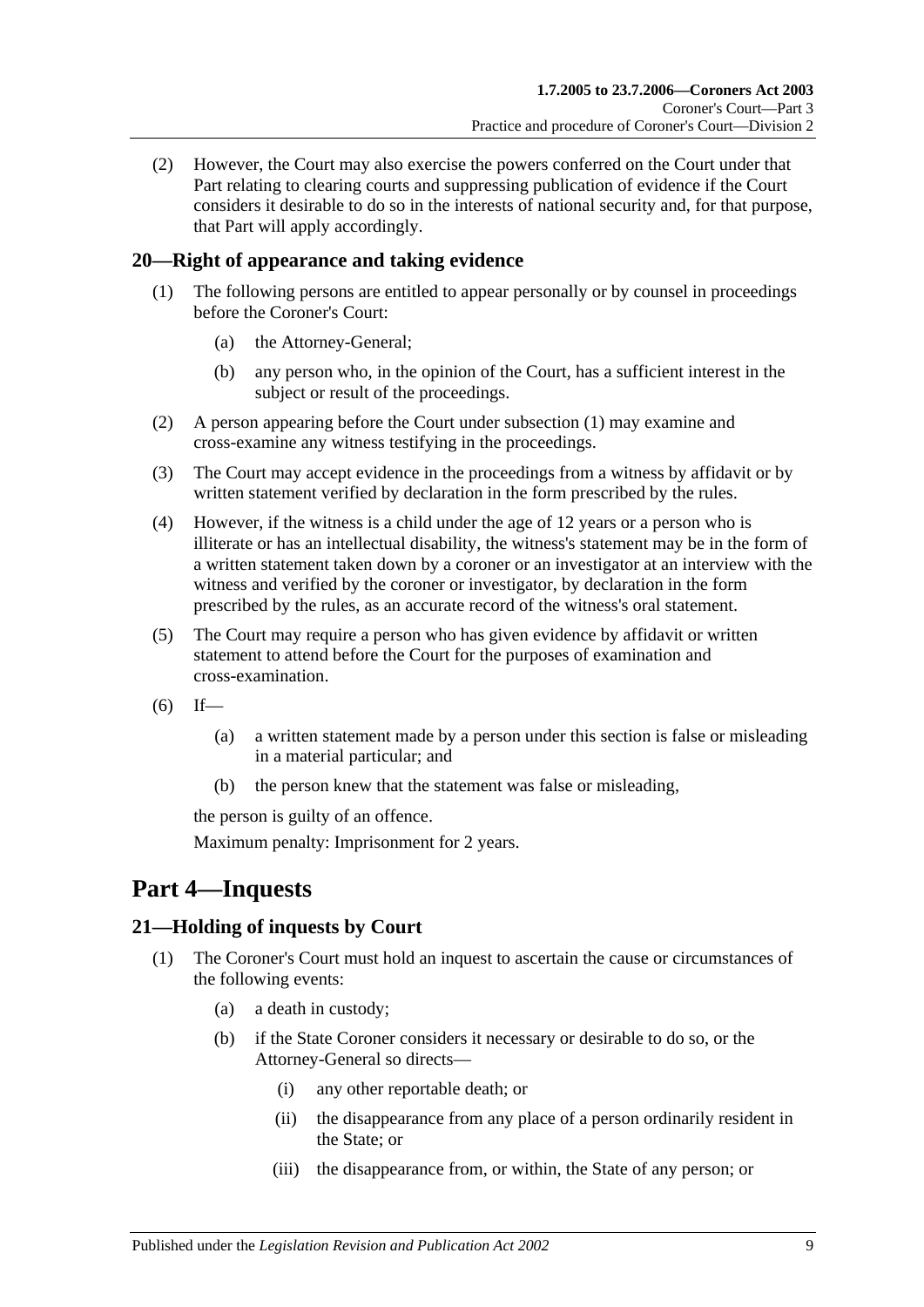(2) However, the Court may also exercise the powers conferred on the Court under that Part relating to clearing courts and suppressing publication of evidence if the Court considers it desirable to do so in the interests of national security and, for that purpose, that Part will apply accordingly.

## 20—Right of appearance and taking evidence

(1) The following persons are entitled to appear personally or by counsel in proceedings before the Coroner's Court:

- (a) the Attorney-General;
- (b) any person who, in the opinion of the Court, has a sufficient interest in the subject or result of the proceedings.

(2) A person appearing before the Court under subsection (1) may examine and cross-examine any witness testifying in the proceedings.

(3) The Court may accept evidence in the proceedings from a witness by affidavit or by written statement verified by declaration in the form prescribed by the rules.

(4) However, if the witness is a child under the age of 12 years or a person who is illiterate or has an intellectual disability, the witness's statement may be in the form of a written statement taken down by a coroner or an investigator at an interview with the witness and verified by the coroner or investigator, by declaration in the form prescribed by the rules, as an accurate record of the witness's oral statement.

(5) The Court may require a person who has given evidence by affidavit or written statement to attend before the Court for the purposes of examination and cross-examination.

(6) If—

- (a) a written statement made by a person under this section is false or misleading in a material particular; and
- (b) the person knew that the statement was false or misleading,

the person is guilty of an offence.

Maximum penalty: Imprisonment for 2 years.

# Part 4—Inquests

## 21—Holding of inquests by Court

(1) The Coroner's Court must hold an inquest to ascertain the cause or circumstances of the following events:

- (a) a death in custody;
- (b) if the State Coroner considers it necessary or desirable to do so, or the Attorney-General so directs—
  - (i) any other reportable death; or
  - (ii) the disappearance from any place of a person ordinarily resident in the State; or
  - (iii) the disappearance from, or within, the State of any person; or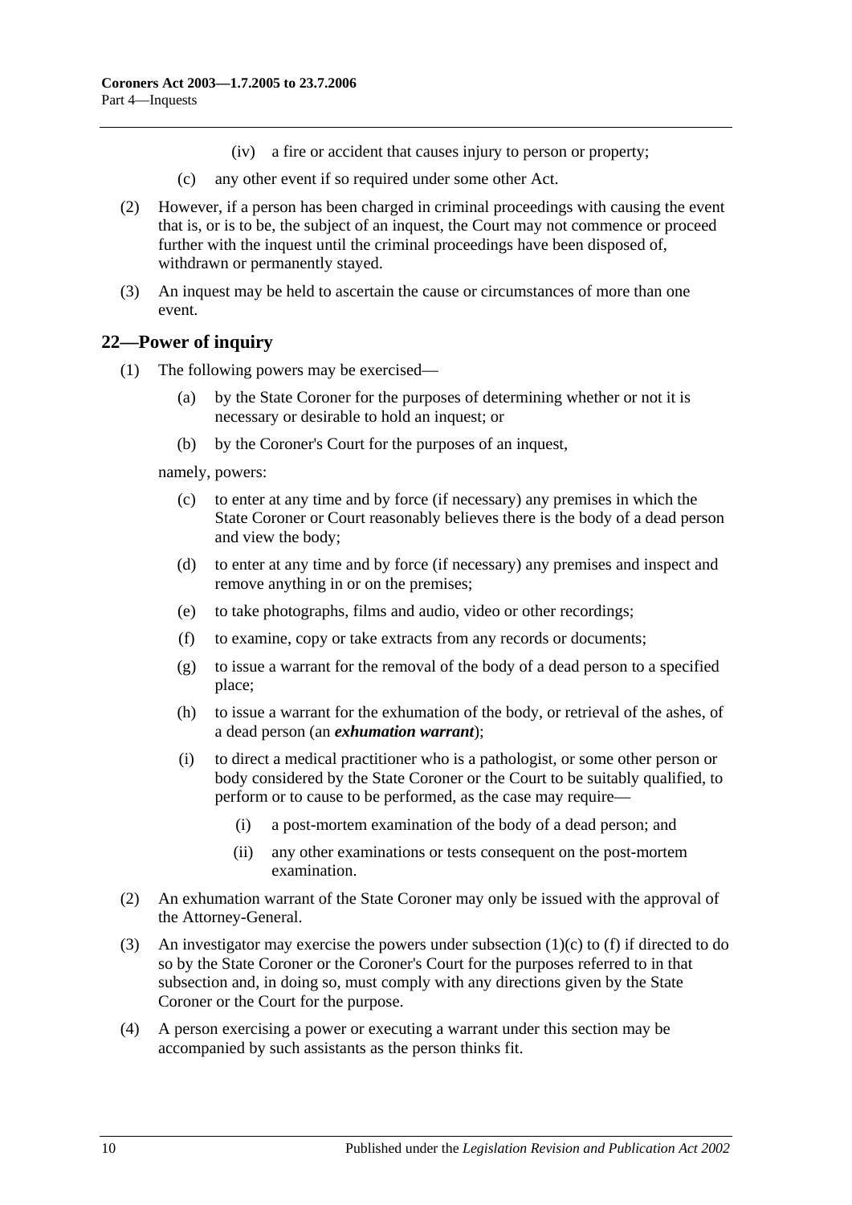(iv) a fire or accident that causes injury to person or property;

(c) any other event if so required under some other Act.

(2) However, if a person has been charged in criminal proceedings with causing the event that is, or is to be, the subject of an inquest, the Court may not commence or proceed further with the inquest until the criminal proceedings have been disposed of, withdrawn or permanently stayed.

(3) An inquest may be held to ascertain the cause or circumstances of more than one event.

## 22—Power of inquiry

(1) The following powers may be exercised—

(a) by the State Coroner for the purposes of determining whether or not it is necessary or desirable to hold an inquest; or

(b) by the Coroner's Court for the purposes of an inquest,

namely, powers:

(c) to enter at any time and by force (if necessary) any premises in which the State Coroner or Court reasonably believes there is the body of a dead person and view the body;

(d) to enter at any time and by force (if necessary) any premises and inspect and remove anything in or on the premises;

(e) to take photographs, films and audio, video or other recordings;

(f) to examine, copy or take extracts from any records or documents;

(g) to issue a warrant for the removal of the body of a dead person to a specified place;

(h) to issue a warrant for the exhumation of the body, or retrieval of the ashes, of a dead person (an ***exhumation warrant***);

(i) to direct a medical practitioner who is a pathologist, or some other person or body considered by the State Coroner or the Court to be suitably qualified, to perform or to cause to be performed, as the case may require—

(i) a post-mortem examination of the body of a dead person; and

(ii) any other examinations or tests consequent on the post-mortem examination.

(2) An exhumation warrant of the State Coroner may only be issued with the approval of the Attorney-General.

(3) An investigator may exercise the powers under subsection (1)(c) to (f) if directed to do so by the State Coroner or the Coroner's Court for the purposes referred to in that subsection and, in doing so, must comply with any directions given by the State Coroner or the Court for the purpose.

(4) A person exercising a power or executing a warrant under this section may be accompanied by such assistants as the person thinks fit.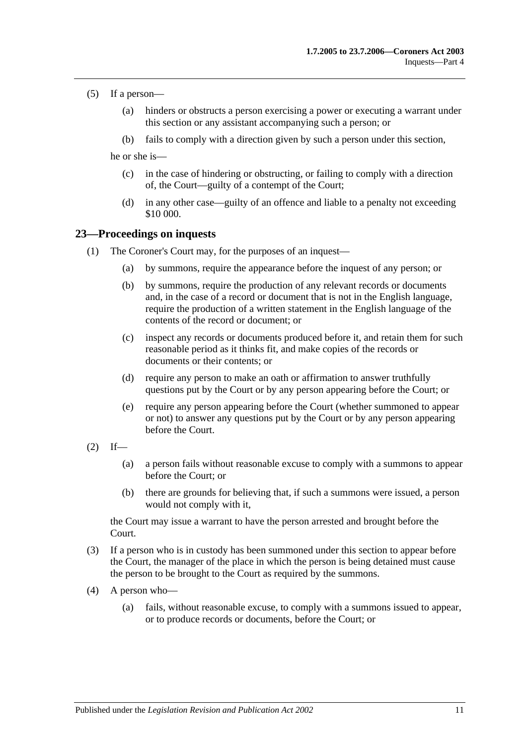(5) If a person—

(a) hinders or obstructs a person exercising a power or executing a warrant under this section or any assistant accompanying such a person; or

(b) fails to comply with a direction given by such a person under this section,

he or she is—

(c) in the case of hindering or obstructing, or failing to comply with a direction of, the Court—guilty of a contempt of the Court;

(d) in any other case—guilty of an offence and liable to a penalty not exceeding $10 000.

## 23—Proceedings on inquests

(1) The Coroner's Court may, for the purposes of an inquest—

(a) by summons, require the appearance before the inquest of any person; or

(b) by summons, require the production of any relevant records or documents and, in the case of a record or document that is not in the English language, require the production of a written statement in the English language of the contents of the record or document; or

(c) inspect any records or documents produced before it, and retain them for such reasonable period as it thinks fit, and make copies of the records or documents or their contents; or

(d) require any person to make an oath or affirmation to answer truthfully questions put by the Court or by any person appearing before the Court; or

(e) require any person appearing before the Court (whether summoned to appear or not) to answer any questions put by the Court or by any person appearing before the Court.

(2) If—

(a) a person fails without reasonable excuse to comply with a summons to appear before the Court; or

(b) there are grounds for believing that, if such a summons were issued, a person would not comply with it,

the Court may issue a warrant to have the person arrested and brought before the Court.

(3) If a person who is in custody has been summoned under this section to appear before the Court, the manager of the place in which the person is being detained must cause the person to be brought to the Court as required by the summons.

(4) A person who—

(a) fails, without reasonable excuse, to comply with a summons issued to appear, or to produce records or documents, before the Court; or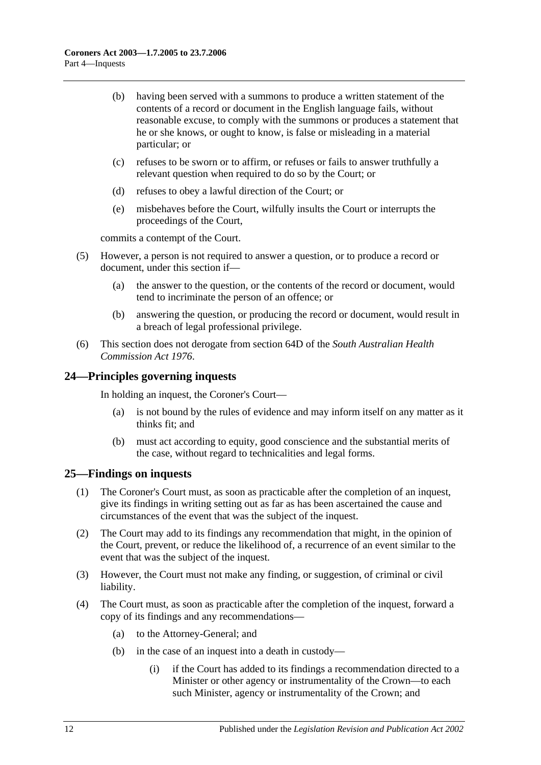(b) having been served with a summons to produce a written statement of the contents of a record or document in the English language fails, without reasonable excuse, to comply with the summons or produces a statement that he or she knows, or ought to know, is false or misleading in a material particular; or

(c) refuses to be sworn or to affirm, or refuses or fails to answer truthfully a relevant question when required to do so by the Court; or

(d) refuses to obey a lawful direction of the Court; or

(e) misbehaves before the Court, wilfully insults the Court or interrupts the proceedings of the Court,

commits a contempt of the Court.

(5) However, a person is not required to answer a question, or to produce a record or document, under this section if—

(a) the answer to the question, or the contents of the record or document, would tend to incriminate the person of an offence; or

(b) answering the question, or producing the record or document, would result in a breach of legal professional privilege.

(6) This section does not derogate from section 64D of the *South Australian Health Commission Act 1976*.

## 24—Principles governing inquests

In holding an inquest, the Coroner's Court—

(a) is not bound by the rules of evidence and may inform itself on any matter as it thinks fit; and

(b) must act according to equity, good conscience and the substantial merits of the case, without regard to technicalities and legal forms.

## 25—Findings on inquests

(1) The Coroner's Court must, as soon as practicable after the completion of an inquest, give its findings in writing setting out as far as has been ascertained the cause and circumstances of the event that was the subject of the inquest.

(2) The Court may add to its findings any recommendation that might, in the opinion of the Court, prevent, or reduce the likelihood of, a recurrence of an event similar to the event that was the subject of the inquest.

(3) However, the Court must not make any finding, or suggestion, of criminal or civil liability.

(4) The Court must, as soon as practicable after the completion of the inquest, forward a copy of its findings and any recommendations—

(a) to the Attorney-General; and

(b) in the case of an inquest into a death in custody—

(i) if the Court has added to its findings a recommendation directed to a Minister or other agency or instrumentality of the Crown—to each such Minister, agency or instrumentality of the Crown; and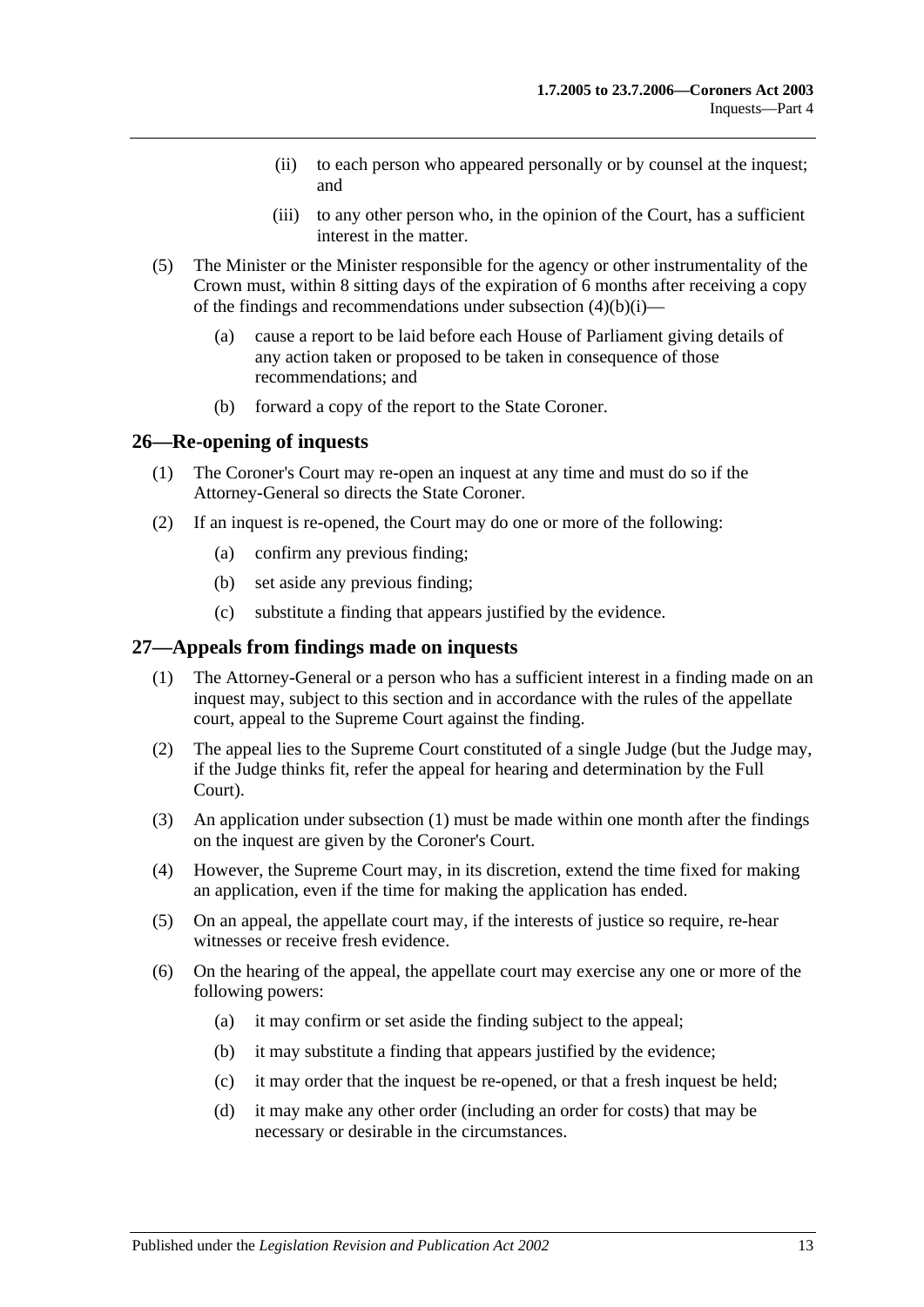(ii) to each person who appeared personally or by counsel at the inquest; and

(iii) to any other person who, in the opinion of the Court, has a sufficient interest in the matter.

(5) The Minister or the Minister responsible for the agency or other instrumentality of the Crown must, within 8 sitting days of the expiration of 6 months after receiving a copy of the findings and recommendations under subsection (4)(b)(i)—

(a) cause a report to be laid before each House of Parliament giving details of any action taken or proposed to be taken in consequence of those recommendations; and

(b) forward a copy of the report to the State Coroner.

## 26—Re-opening of inquests

(1) The Coroner's Court may re-open an inquest at any time and must do so if the Attorney-General so directs the State Coroner.

(2) If an inquest is re-opened, the Court may do one or more of the following:

(a) confirm any previous finding;

(b) set aside any previous finding;

(c) substitute a finding that appears justified by the evidence.

## 27—Appeals from findings made on inquests

(1) The Attorney-General or a person who has a sufficient interest in a finding made on an inquest may, subject to this section and in accordance with the rules of the appellate court, appeal to the Supreme Court against the finding.

(2) The appeal lies to the Supreme Court constituted of a single Judge (but the Judge may, if the Judge thinks fit, refer the appeal for hearing and determination by the Full Court).

(3) An application under subsection (1) must be made within one month after the findings on the inquest are given by the Coroner's Court.

(4) However, the Supreme Court may, in its discretion, extend the time fixed for making an application, even if the time for making the application has ended.

(5) On an appeal, the appellate court may, if the interests of justice so require, re-hear witnesses or receive fresh evidence.

(6) On the hearing of the appeal, the appellate court may exercise any one or more of the following powers:

(a) it may confirm or set aside the finding subject to the appeal;

(b) it may substitute a finding that appears justified by the evidence;

(c) it may order that the inquest be re-opened, or that a fresh inquest be held;

(d) it may make any other order (including an order for costs) that may be necessary or desirable in the circumstances.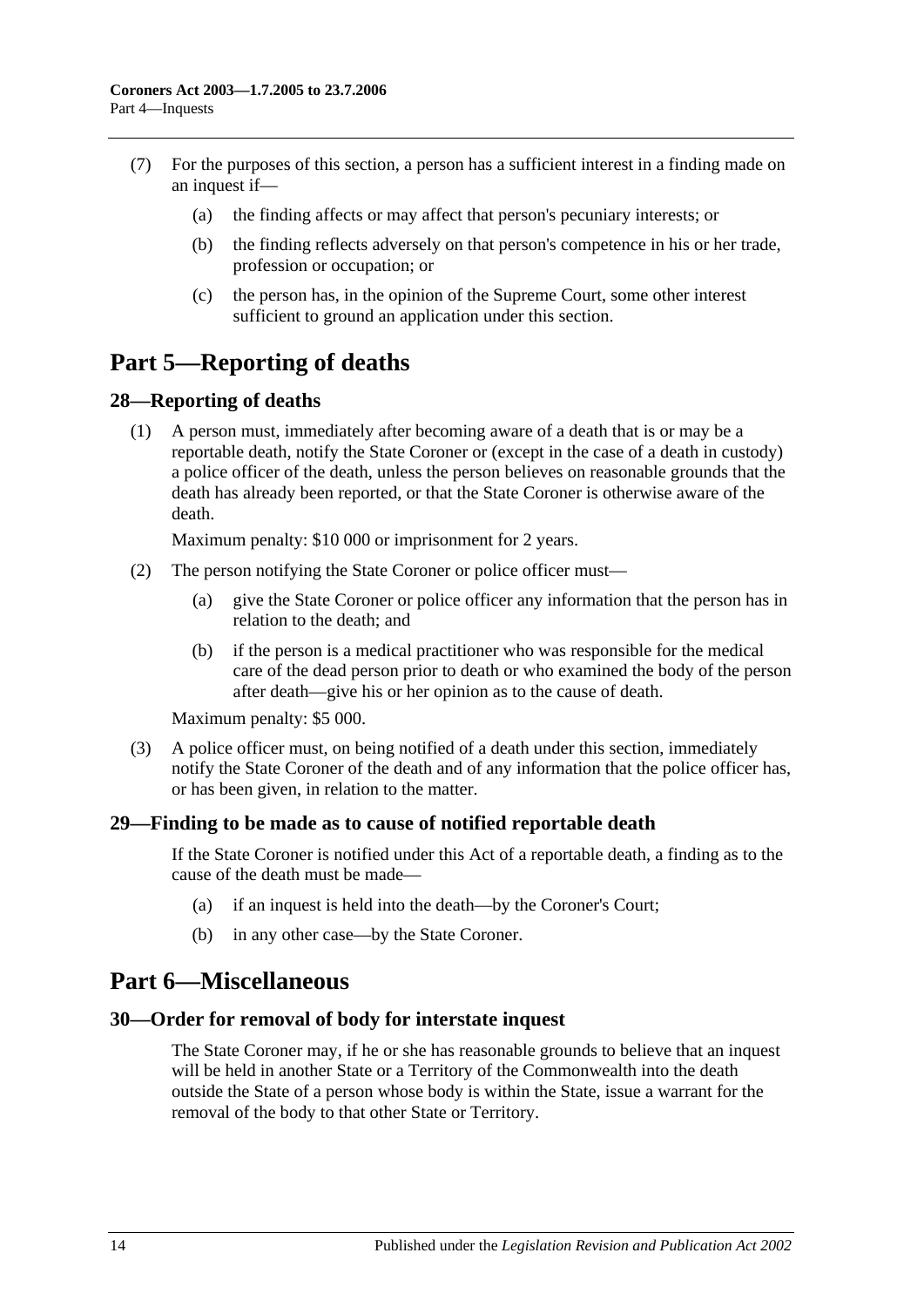(7) For the purposes of this section, a person has a sufficient interest in a finding made on an inquest if—

  (a) the finding affects or may affect that person's pecuniary interests; or

  (b) the finding reflects adversely on that person's competence in his or her trade, profession or occupation; or

  (c) the person has, in the opinion of the Supreme Court, some other interest sufficient to ground an application under this section.

# Part 5—Reporting of deaths

## 28—Reporting of deaths

(1) A person must, immediately after becoming aware of a death that is or may be a reportable death, notify the State Coroner or (except in the case of a death in custody) a police officer of the death, unless the person believes on reasonable grounds that the death has already been reported, or that the State Coroner is otherwise aware of the death.

Maximum penalty: $10 000 or imprisonment for 2 years.

(2) The person notifying the State Coroner or police officer must—

  (a) give the State Coroner or police officer any information that the person has in relation to the death; and

  (b) if the person is a medical practitioner who was responsible for the medical care of the dead person prior to death or who examined the body of the person after death—give his or her opinion as to the cause of death.

Maximum penalty: $5 000.

(3) A police officer must, on being notified of a death under this section, immediately notify the State Coroner of the death and of any information that the police officer has, or has been given, in relation to the matter.

## 29—Finding to be made as to cause of notified reportable death

If the State Coroner is notified under this Act of a reportable death, a finding as to the cause of the death must be made—

  (a) if an inquest is held into the death—by the Coroner's Court;

  (b) in any other case—by the State Coroner.

# Part 6—Miscellaneous

## 30—Order for removal of body for interstate inquest

The State Coroner may, if he or she has reasonable grounds to believe that an inquest will be held in another State or a Territory of the Commonwealth into the death outside the State of a person whose body is within the State, issue a warrant for the removal of the body to that other State or Territory.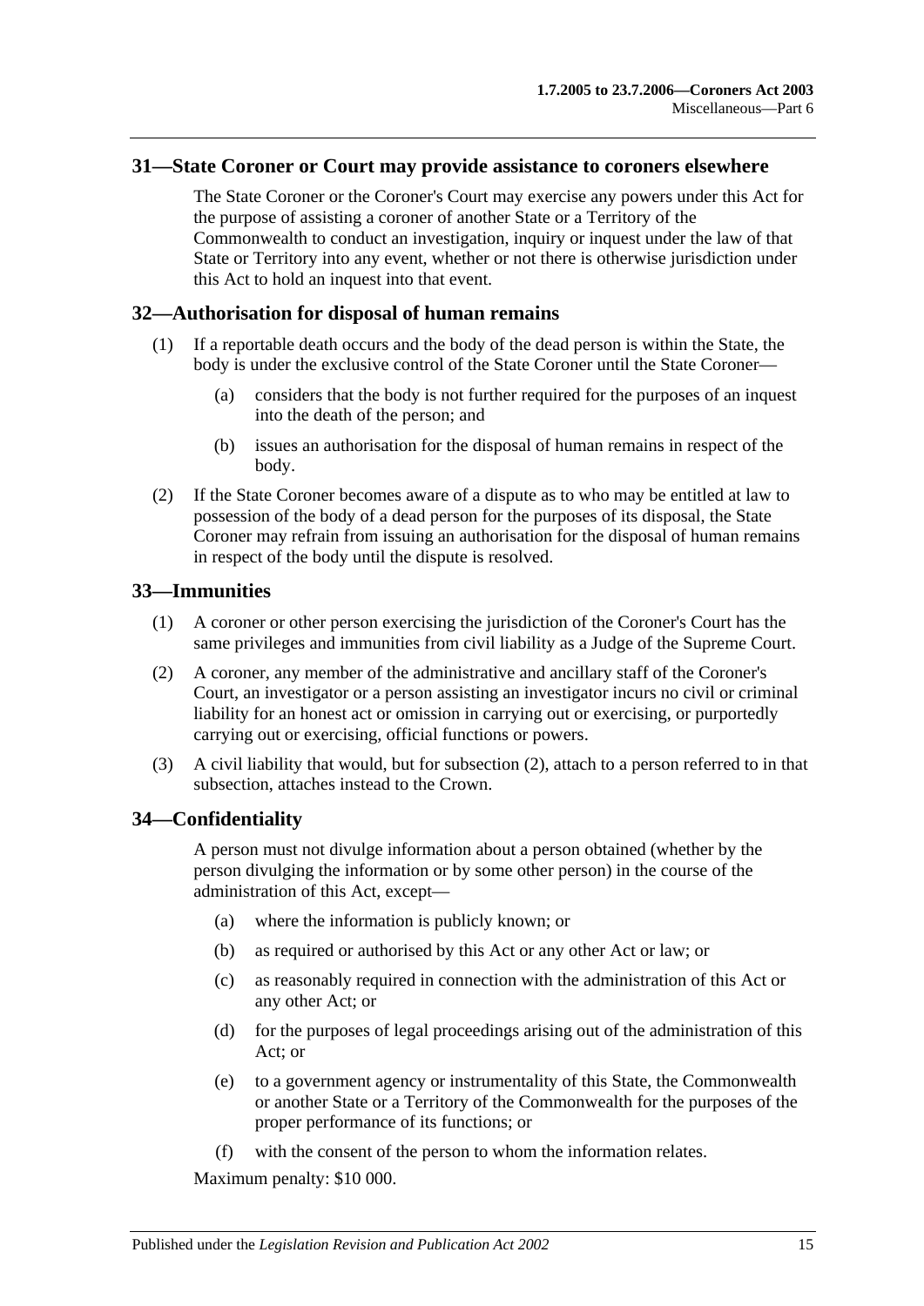## 31—State Coroner or Court may provide assistance to coroners elsewhere

The State Coroner or the Coroner's Court may exercise any powers under this Act for the purpose of assisting a coroner of another State or a Territory of the Commonwealth to conduct an investigation, inquiry or inquest under the law of that State or Territory into any event, whether or not there is otherwise jurisdiction under this Act to hold an inquest into that event.

## 32—Authorisation for disposal of human remains

(1) If a reportable death occurs and the body of the dead person is within the State, the body is under the exclusive control of the State Coroner until the State Coroner—

(a) considers that the body is not further required for the purposes of an inquest into the death of the person; and

(b) issues an authorisation for the disposal of human remains in respect of the body.

(2) If the State Coroner becomes aware of a dispute as to who may be entitled at law to possession of the body of a dead person for the purposes of its disposal, the State Coroner may refrain from issuing an authorisation for the disposal of human remains in respect of the body until the dispute is resolved.

## 33—Immunities

(1) A coroner or other person exercising the jurisdiction of the Coroner's Court has the same privileges and immunities from civil liability as a Judge of the Supreme Court.

(2) A coroner, any member of the administrative and ancillary staff of the Coroner's Court, an investigator or a person assisting an investigator incurs no civil or criminal liability for an honest act or omission in carrying out or exercising, or purportedly carrying out or exercising, official functions or powers.

(3) A civil liability that would, but for subsection (2), attach to a person referred to in that subsection, attaches instead to the Crown.

## 34—Confidentiality

A person must not divulge information about a person obtained (whether by the person divulging the information or by some other person) in the course of the administration of this Act, except—

(a) where the information is publicly known; or

(b) as required or authorised by this Act or any other Act or law; or

(c) as reasonably required in connection with the administration of this Act or any other Act; or

(d) for the purposes of legal proceedings arising out of the administration of this Act; or

(e) to a government agency or instrumentality of this State, the Commonwealth or another State or a Territory of the Commonwealth for the purposes of the proper performance of its functions; or

(f) with the consent of the person to whom the information relates.

Maximum penalty: $10 000.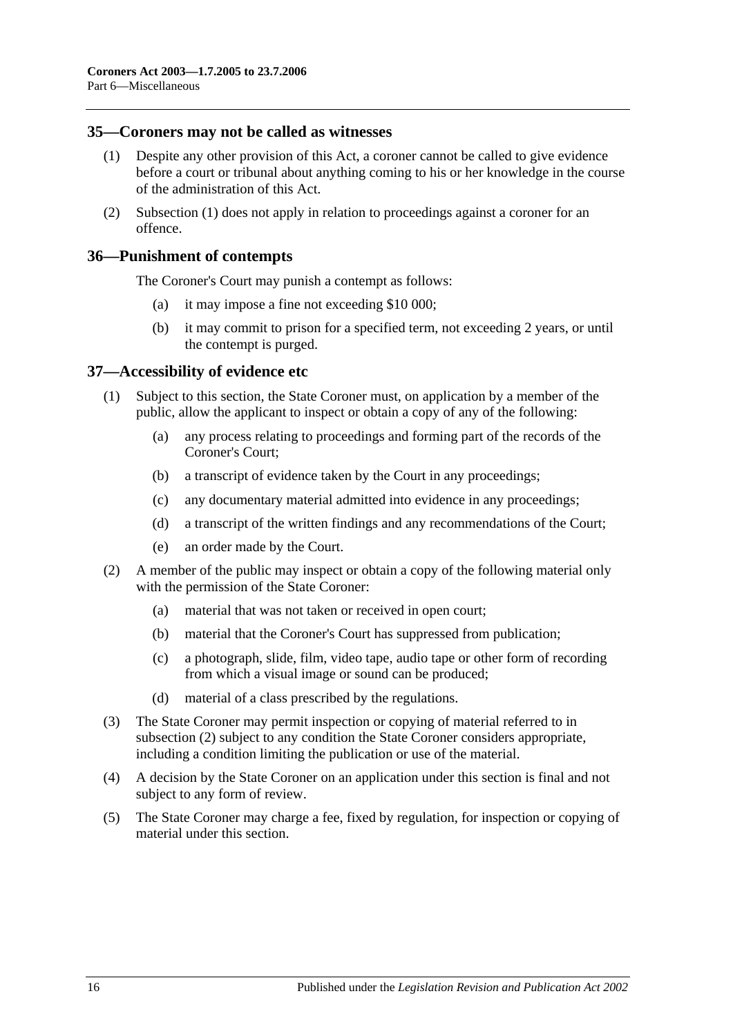## 35—Coroners may not be called as witnesses

(1) Despite any other provision of this Act, a coroner cannot be called to give evidence before a court or tribunal about anything coming to his or her knowledge in the course of the administration of this Act.

(2) Subsection (1) does not apply in relation to proceedings against a coroner for an offence.

## 36—Punishment of contempts

The Coroner's Court may punish a contempt as follows:

(a) it may impose a fine not exceeding $10 000;

(b) it may commit to prison for a specified term, not exceeding 2 years, or until the contempt is purged.

## 37—Accessibility of evidence etc

(1) Subject to this section, the State Coroner must, on application by a member of the public, allow the applicant to inspect or obtain a copy of any of the following:

(a) any process relating to proceedings and forming part of the records of the Coroner's Court;

(b) a transcript of evidence taken by the Court in any proceedings;

(c) any documentary material admitted into evidence in any proceedings;

(d) a transcript of the written findings and any recommendations of the Court;

(e) an order made by the Court.

(2) A member of the public may inspect or obtain a copy of the following material only with the permission of the State Coroner:

(a) material that was not taken or received in open court;

(b) material that the Coroner's Court has suppressed from publication;

(c) a photograph, slide, film, video tape, audio tape or other form of recording from which a visual image or sound can be produced;

(d) material of a class prescribed by the regulations.

(3) The State Coroner may permit inspection or copying of material referred to in subsection (2) subject to any condition the State Coroner considers appropriate, including a condition limiting the publication or use of the material.

(4) A decision by the State Coroner on an application under this section is final and not subject to any form of review.

(5) The State Coroner may charge a fee, fixed by regulation, for inspection or copying of material under this section.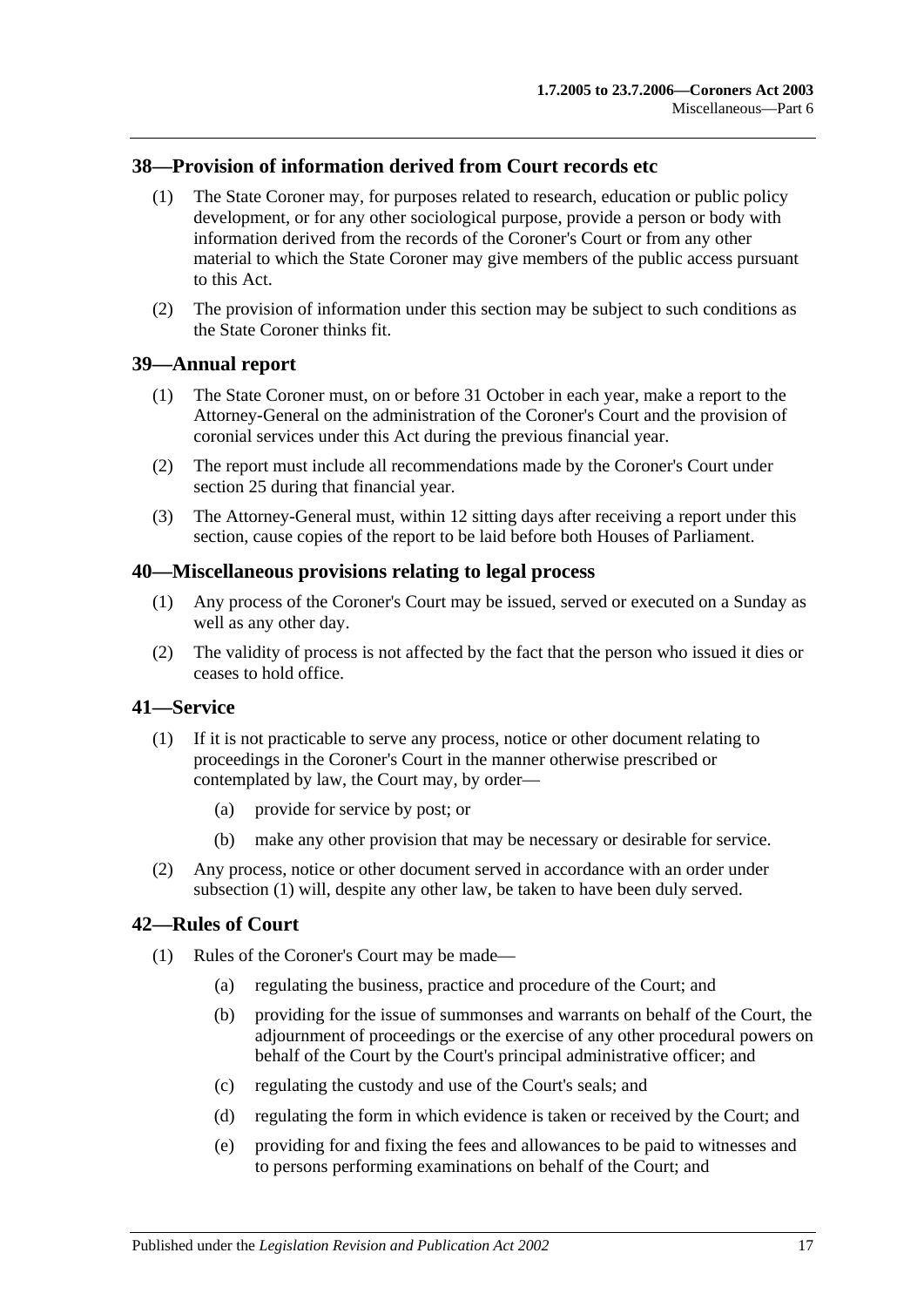## 38—Provision of information derived from Court records etc

(1) The State Coroner may, for purposes related to research, education or public policy development, or for any other sociological purpose, provide a person or body with information derived from the records of the Coroner's Court or from any other material to which the State Coroner may give members of the public access pursuant to this Act.

(2) The provision of information under this section may be subject to such conditions as the State Coroner thinks fit.

## 39—Annual report

(1) The State Coroner must, on or before 31 October in each year, make a report to the Attorney-General on the administration of the Coroner's Court and the provision of coronial services under this Act during the previous financial year.

(2) The report must include all recommendations made by the Coroner's Court under section 25 during that financial year.

(3) The Attorney-General must, within 12 sitting days after receiving a report under this section, cause copies of the report to be laid before both Houses of Parliament.

## 40—Miscellaneous provisions relating to legal process

(1) Any process of the Coroner's Court may be issued, served or executed on a Sunday as well as any other day.

(2) The validity of process is not affected by the fact that the person who issued it dies or ceases to hold office.

## 41—Service

(1) If it is not practicable to serve any process, notice or other document relating to proceedings in the Coroner's Court in the manner otherwise prescribed or contemplated by law, the Court may, by order—

(a) provide for service by post; or

(b) make any other provision that may be necessary or desirable for service.

(2) Any process, notice or other document served in accordance with an order under subsection (1) will, despite any other law, be taken to have been duly served.

## 42—Rules of Court

(1) Rules of the Coroner's Court may be made—

(a) regulating the business, practice and procedure of the Court; and

(b) providing for the issue of summonses and warrants on behalf of the Court, the adjournment of proceedings or the exercise of any other procedural powers on behalf of the Court by the Court's principal administrative officer; and

(c) regulating the custody and use of the Court's seals; and

(d) regulating the form in which evidence is taken or received by the Court; and

(e) providing for and fixing the fees and allowances to be paid to witnesses and to persons performing examinations on behalf of the Court; and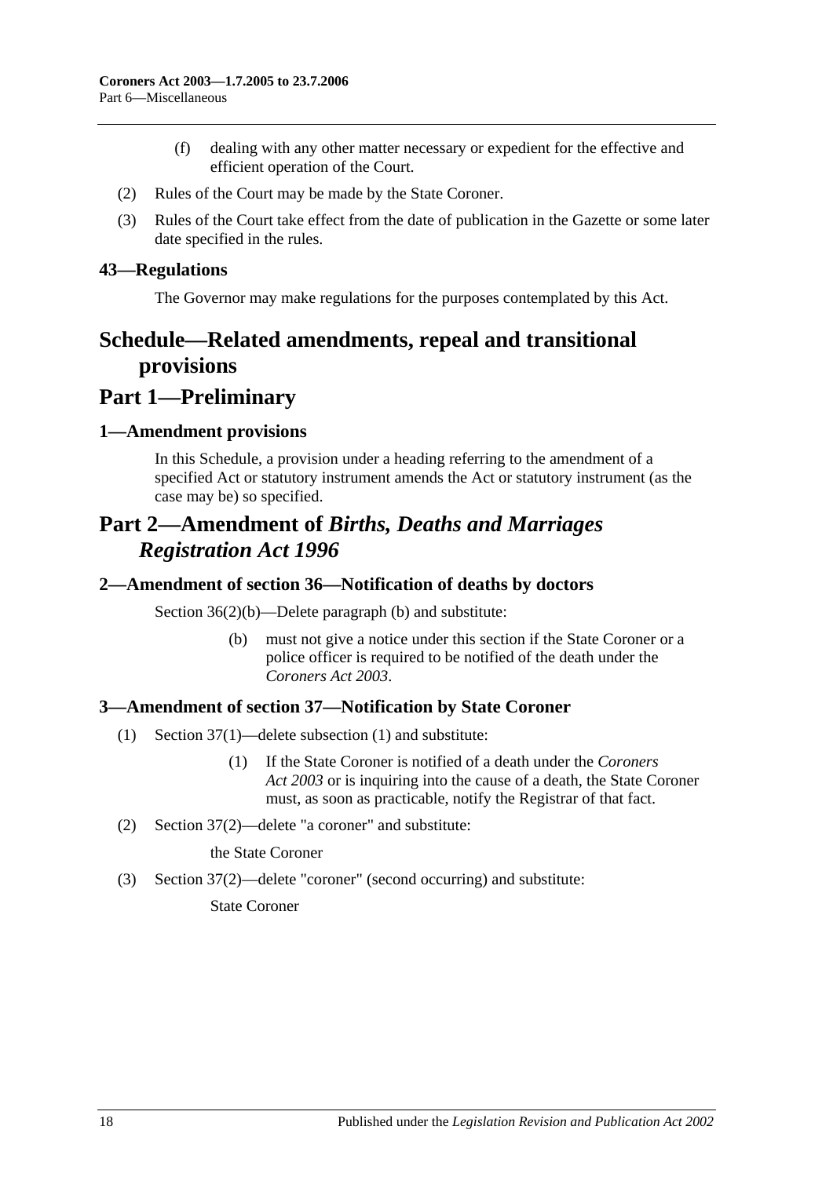(f) dealing with any other matter necessary or expedient for the effective and efficient operation of the Court.

(2) Rules of the Court may be made by the State Coroner.

(3) Rules of the Court take effect from the date of publication in the Gazette or some later date specified in the rules.

### 43—Regulations

The Governor may make regulations for the purposes contemplated by this Act.

# Schedule—Related amendments, repeal and transitional provisions

# Part 1—Preliminary

### 1—Amendment provisions

In this Schedule, a provision under a heading referring to the amendment of a specified Act or statutory instrument amends the Act or statutory instrument (as the case may be) so specified.

# Part 2—Amendment of *Births, Deaths and Marriages Registration Act 1996*

### 2—Amendment of section 36—Notification of deaths by doctors

Section 36(2)(b)—Delete paragraph (b) and substitute:

> (b) must not give a notice under this section if the State Coroner or a police officer is required to be notified of the death under the *Coroners Act 2003*.

### 3—Amendment of section 37—Notification by State Coroner

(1) Section 37(1)—delete subsection (1) and substitute:

> (1) If the State Coroner is notified of a death under the *Coroners Act 2003* or is inquiring into the cause of a death, the State Coroner must, as soon as practicable, notify the Registrar of that fact.

(2) Section 37(2)—delete "a coroner" and substitute:

> the State Coroner

(3) Section 37(2)—delete "coroner" (second occurring) and substitute:

> State Coroner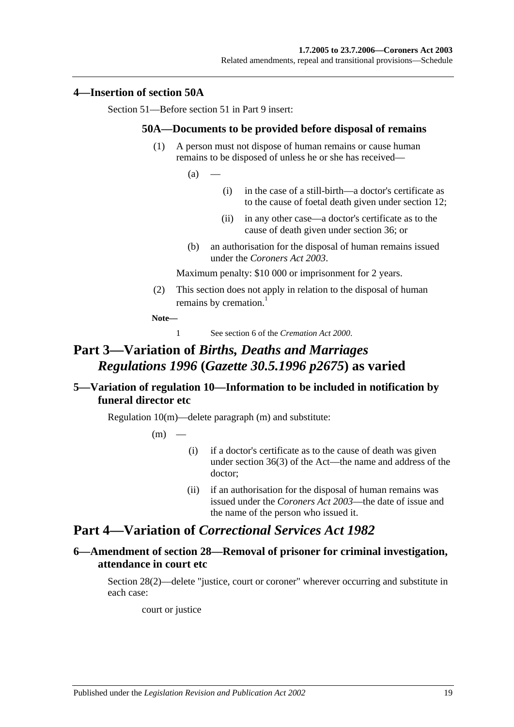## 4—Insertion of section 50A

Section 51—Before section 51 in Part 9 insert:

### 50A—Documents to be provided before disposal of remains

(1) A person must not dispose of human remains or cause human remains to be disposed of unless he or she has received—

(a) —

(i) in the case of a still-birth—a doctor's certificate as to the cause of foetal death given under section 12;

(ii) in any other case—a doctor's certificate as to the cause of death given under section 36; or

(b) an authorisation for the disposal of human remains issued under the *Coroners Act 2003*.

Maximum penalty: $10 000 or imprisonment for 2 years.

(2) This section does not apply in relation to the disposal of human remains by cremation.[1]

**Note—**

1 See section 6 of the *Cremation Act 2000*.

# Part 3—Variation of *Births, Deaths and Marriages Regulations 1996* (*Gazette 30.5.1996 p2675*) as varied

## 5—Variation of regulation 10—Information to be included in notification by funeral director etc

Regulation 10(m)—delete paragraph (m) and substitute:

(m) —

(i) if a doctor's certificate as to the cause of death was given under section 36(3) of the Act—the name and address of the doctor;

(ii) if an authorisation for the disposal of human remains was issued under the *Coroners Act 2003*—the date of issue and the name of the person who issued it.

# Part 4—Variation of *Correctional Services Act 1982*

## 6—Amendment of section 28—Removal of prisoner for criminal investigation, attendance in court etc

Section 28(2)—delete "justice, court or coroner" wherever occurring and substitute in each case:

court or justice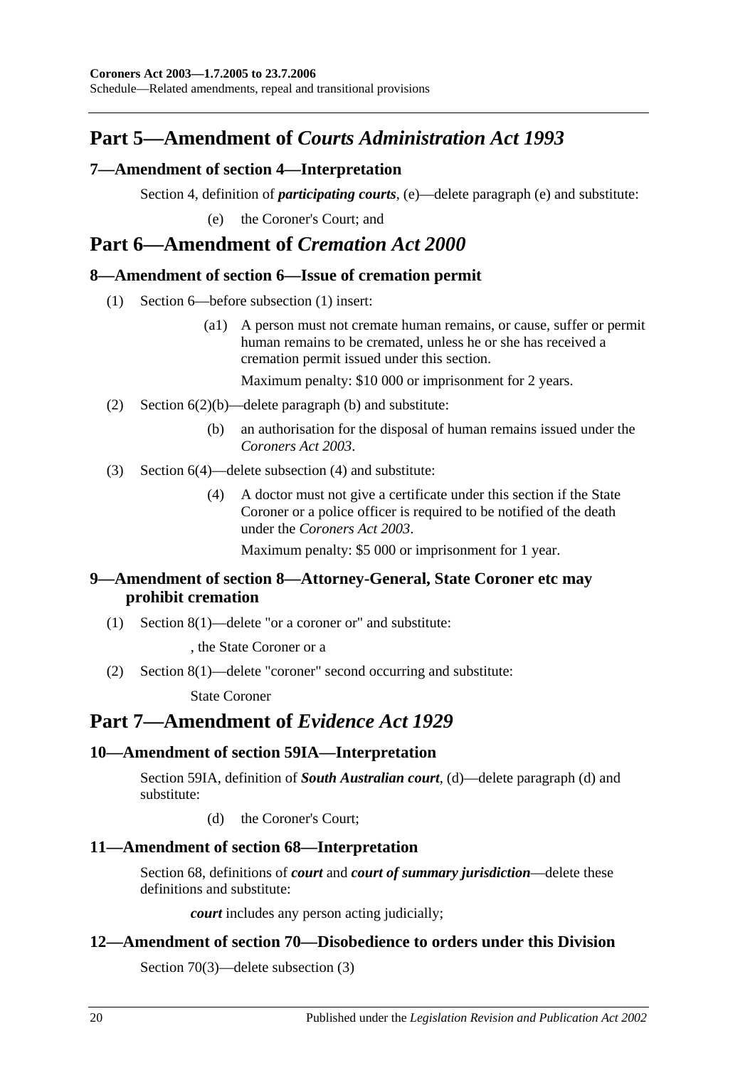## Part 5—Amendment of *Courts Administration Act 1993*

### 7—Amendment of section 4—Interpretation

Section 4, definition of ***participating courts***, (e)—delete paragraph (e) and substitute:

(e) the Coroner's Court; and

## Part 6—Amendment of *Cremation Act 2000*

### 8—Amendment of section 6—Issue of cremation permit

(1) Section 6—before subsection (1) insert:

(a1) A person must not cremate human remains, or cause, suffer or permit human remains to be cremated, unless he or she has received a cremation permit issued under this section.

Maximum penalty: $10 000 or imprisonment for 2 years.

(2) Section 6(2)(b)—delete paragraph (b) and substitute:

(b) an authorisation for the disposal of human remains issued under the *Coroners Act 2003*.

(3) Section 6(4)—delete subsection (4) and substitute:

(4) A doctor must not give a certificate under this section if the State Coroner or a police officer is required to be notified of the death under the *Coroners Act 2003*.

Maximum penalty: $5 000 or imprisonment for 1 year.

### 9—Amendment of section 8—Attorney-General, State Coroner etc may prohibit cremation

(1) Section 8(1)—delete "or a coroner or" and substitute:

, the State Coroner or a

(2) Section 8(1)—delete "coroner" second occurring and substitute:

State Coroner

## Part 7—Amendment of *Evidence Act 1929*

### 10—Amendment of section 59IA—Interpretation

Section 59IA, definition of ***South Australian court***, (d)—delete paragraph (d) and substitute:

(d) the Coroner's Court;

### 11—Amendment of section 68—Interpretation

Section 68, definitions of ***court*** and ***court of summary jurisdiction***—delete these definitions and substitute:

***court*** includes any person acting judicially;

### 12—Amendment of section 70—Disobedience to orders under this Division

Section 70(3)—delete subsection (3)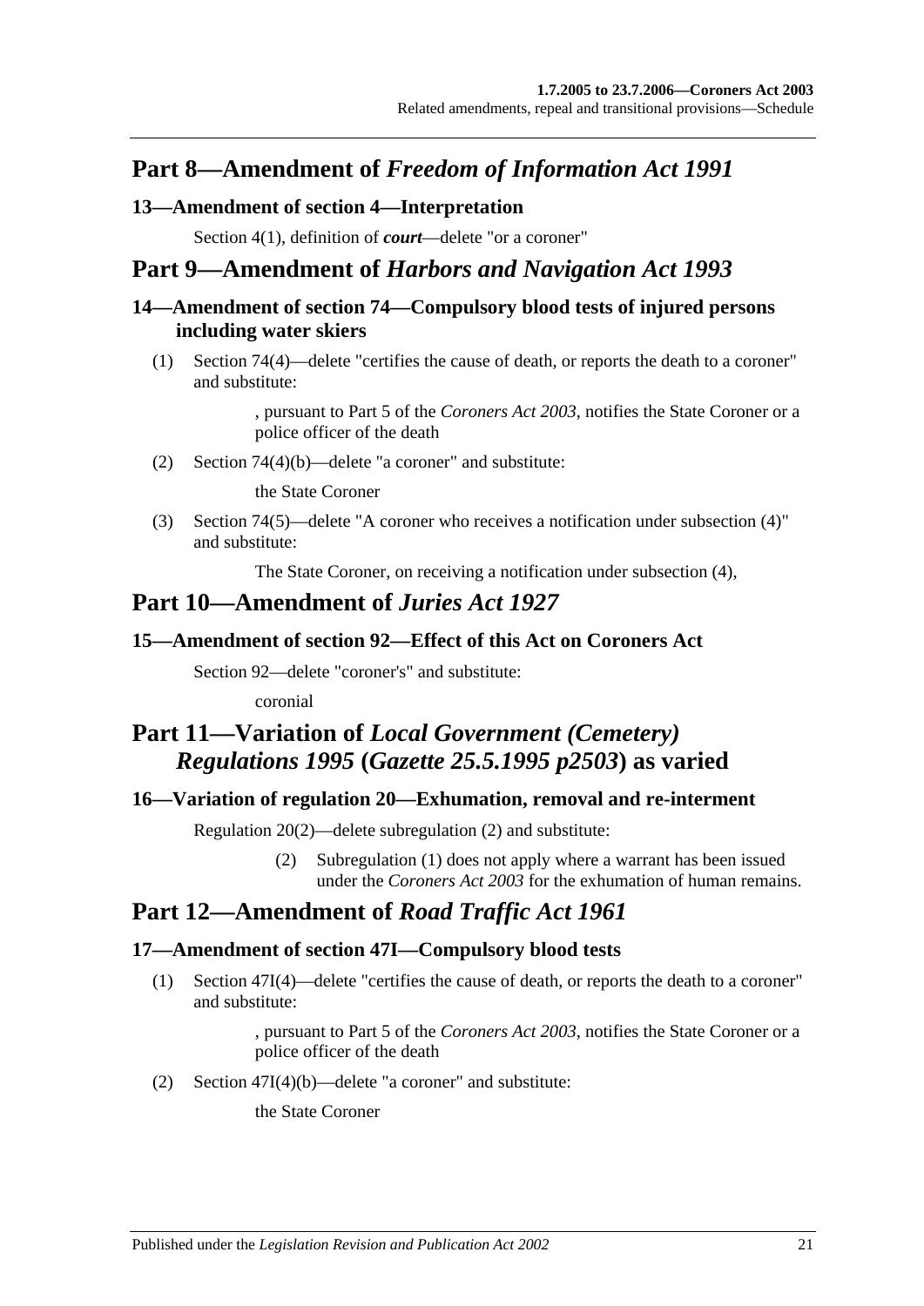## Part 8—Amendment of *Freedom of Information Act 1991*

### 13—Amendment of section 4—Interpretation

Section 4(1), definition of ***court***—delete "or a coroner"

## Part 9—Amendment of *Harbors and Navigation Act 1993*

### 14—Amendment of section 74—Compulsory blood tests of injured persons including water skiers

(1) Section 74(4)—delete "certifies the cause of death, or reports the death to a coroner" and substitute:

> , pursuant to Part 5 of the *Coroners Act 2003*, notifies the State Coroner or a police officer of the death

(2) Section 74(4)(b)—delete "a coroner" and substitute:

> the State Coroner

(3) Section 74(5)—delete "A coroner who receives a notification under subsection (4)" and substitute:

> The State Coroner, on receiving a notification under subsection (4),

## Part 10—Amendment of *Juries Act 1927*

### 15—Amendment of section 92—Effect of this Act on Coroners Act

Section 92—delete "coroner's" and substitute:

> coronial

## Part 11—Variation of *Local Government (Cemetery) Regulations 1995* (*Gazette 25.5.1995 p2503*) as varied

### 16—Variation of regulation 20—Exhumation, removal and re-interment

Regulation 20(2)—delete subregulation (2) and substitute:

> (2) Subregulation (1) does not apply where a warrant has been issued under the *Coroners Act 2003* for the exhumation of human remains.

## Part 12—Amendment of *Road Traffic Act 1961*

### 17—Amendment of section 47I—Compulsory blood tests

(1) Section 47I(4)—delete "certifies the cause of death, or reports the death to a coroner" and substitute:

> , pursuant to Part 5 of the *Coroners Act 2003*, notifies the State Coroner or a police officer of the death

(2) Section 47I(4)(b)—delete "a coroner" and substitute:

> the State Coroner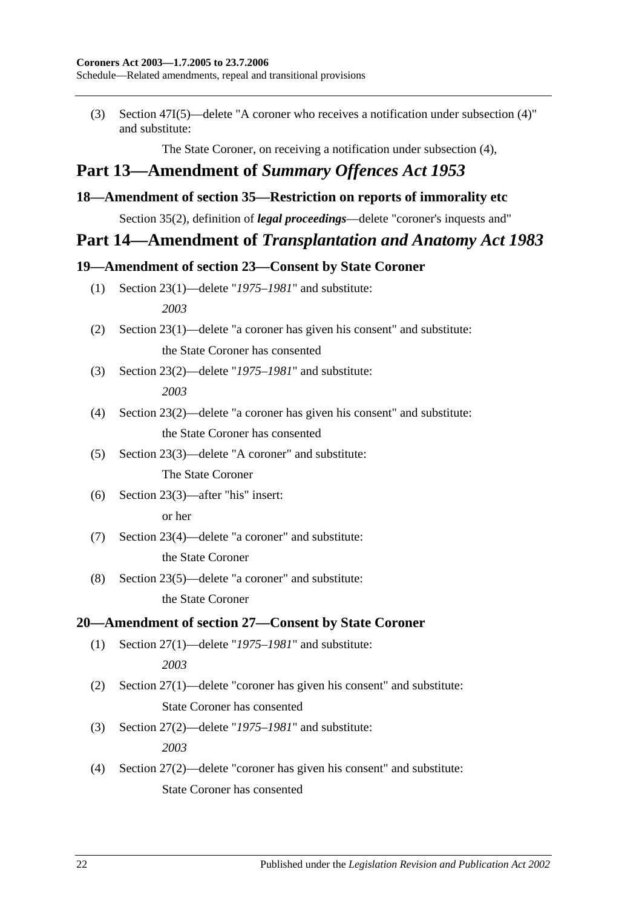(3) Section 47I(5)—delete "A coroner who receives a notification under subsection (4)" and substitute:

The State Coroner, on receiving a notification under subsection (4),

# Part 13—Amendment of *Summary Offences Act 1953*

## 18—Amendment of section 35—Restriction on reports of immorality etc

Section 35(2), definition of ***legal proceedings***—delete "coroner's inquests and"

# Part 14—Amendment of *Transplantation and Anatomy Act 1983*

## 19—Amendment of section 23—Consent by State Coroner

(1) Section 23(1)—delete "*1975–1981*" and substitute:

*2003*

(2) Section 23(1)—delete "a coroner has given his consent" and substitute:

the State Coroner has consented

(3) Section 23(2)—delete "*1975–1981*" and substitute:

*2003*

(4) Section 23(2)—delete "a coroner has given his consent" and substitute:

the State Coroner has consented

(5) Section 23(3)—delete "A coroner" and substitute:

The State Coroner

(6) Section 23(3)—after "his" insert:

or her

(7) Section 23(4)—delete "a coroner" and substitute:

the State Coroner

(8) Section 23(5)—delete "a coroner" and substitute:

the State Coroner

## 20—Amendment of section 27—Consent by State Coroner

(1) Section 27(1)—delete "*1975–1981*" and substitute:

*2003*

(2) Section 27(1)—delete "coroner has given his consent" and substitute:

State Coroner has consented

(3) Section 27(2)—delete "*1975–1981*" and substitute:

*2003*

(4) Section 27(2)—delete "coroner has given his consent" and substitute:

State Coroner has consented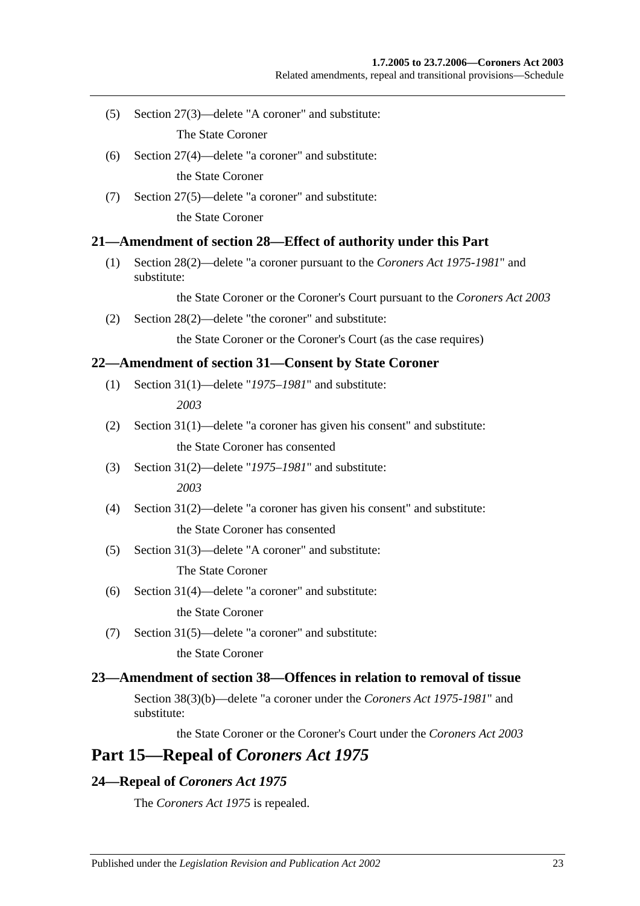(5) Section 27(3)—delete "A coroner" and substitute:

The State Coroner

(6) Section 27(4)—delete "a coroner" and substitute:

the State Coroner

(7) Section 27(5)—delete "a coroner" and substitute:

the State Coroner

### 21—Amendment of section 28—Effect of authority under this Part

(1) Section 28(2)—delete "a coroner pursuant to the *Coroners Act 1975-1981*" and substitute:

the State Coroner or the Coroner's Court pursuant to the *Coroners Act 2003*

(2) Section 28(2)—delete "the coroner" and substitute:

the State Coroner or the Coroner's Court (as the case requires)

### 22—Amendment of section 31—Consent by State Coroner

(1) Section 31(1)—delete "*1975–1981*" and substitute:

*2003*

(2) Section 31(1)—delete "a coroner has given his consent" and substitute:

the State Coroner has consented

(3) Section 31(2)—delete "*1975–1981*" and substitute:

*2003*

(4) Section 31(2)—delete "a coroner has given his consent" and substitute:

the State Coroner has consented

(5) Section 31(3)—delete "A coroner" and substitute:

The State Coroner

(6) Section 31(4)—delete "a coroner" and substitute:

the State Coroner

(7) Section 31(5)—delete "a coroner" and substitute:

the State Coroner

### 23—Amendment of section 38—Offences in relation to removal of tissue

Section 38(3)(b)—delete "a coroner under the *Coroners Act 1975-1981*" and substitute:

the State Coroner or the Coroner's Court under the *Coroners Act 2003*

## Part 15—Repeal of *Coroners Act 1975*

### 24—Repeal of *Coroners Act 1975*

The *Coroners Act 1975* is repealed.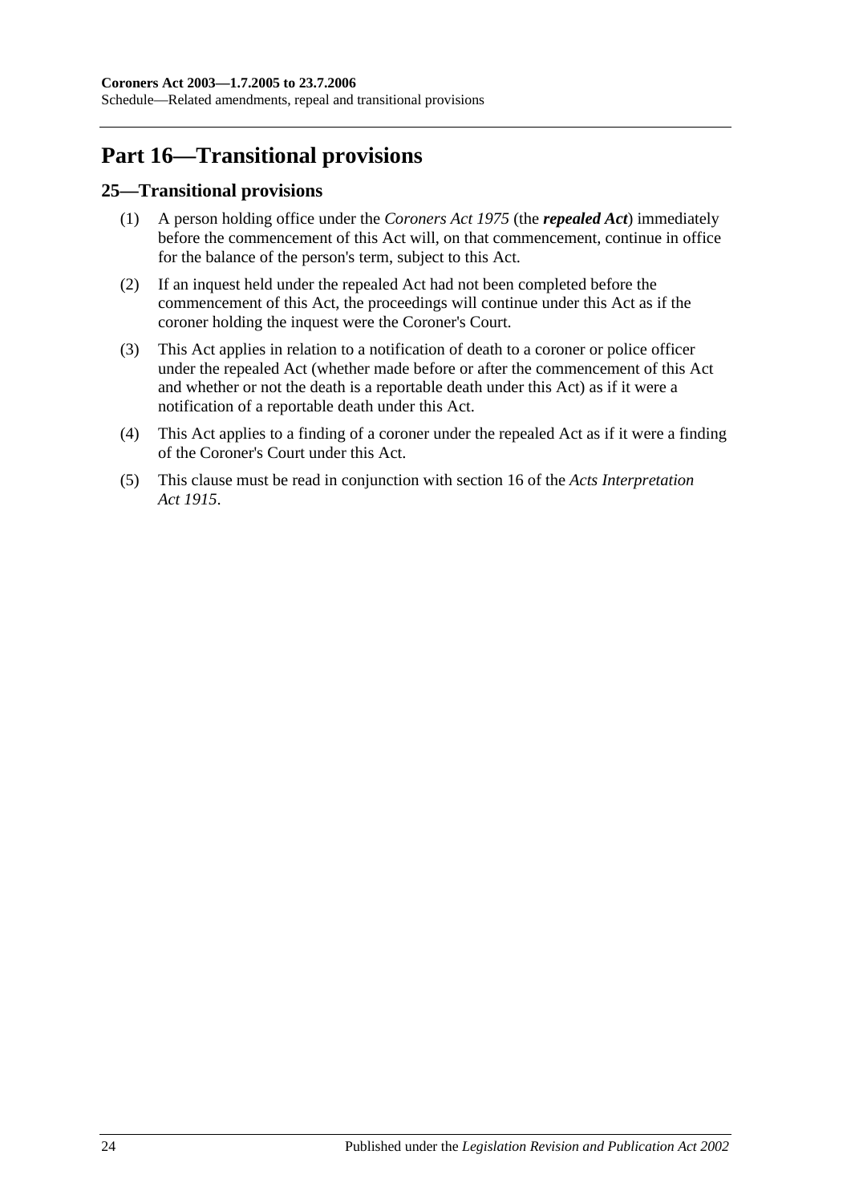# Part 16—Transitional provisions

## 25—Transitional provisions

(1) A person holding office under the *Coroners Act 1975* (the ***repealed Act***) immediately before the commencement of this Act will, on that commencement, continue in office for the balance of the person's term, subject to this Act.

(2) If an inquest held under the repealed Act had not been completed before the commencement of this Act, the proceedings will continue under this Act as if the coroner holding the inquest were the Coroner's Court.

(3) This Act applies in relation to a notification of death to a coroner or police officer under the repealed Act (whether made before or after the commencement of this Act and whether or not the death is a reportable death under this Act) as if it were a notification of a reportable death under this Act.

(4) This Act applies to a finding of a coroner under the repealed Act as if it were a finding of the Coroner's Court under this Act.

(5) This clause must be read in conjunction with section 16 of the *Acts Interpretation Act 1915*.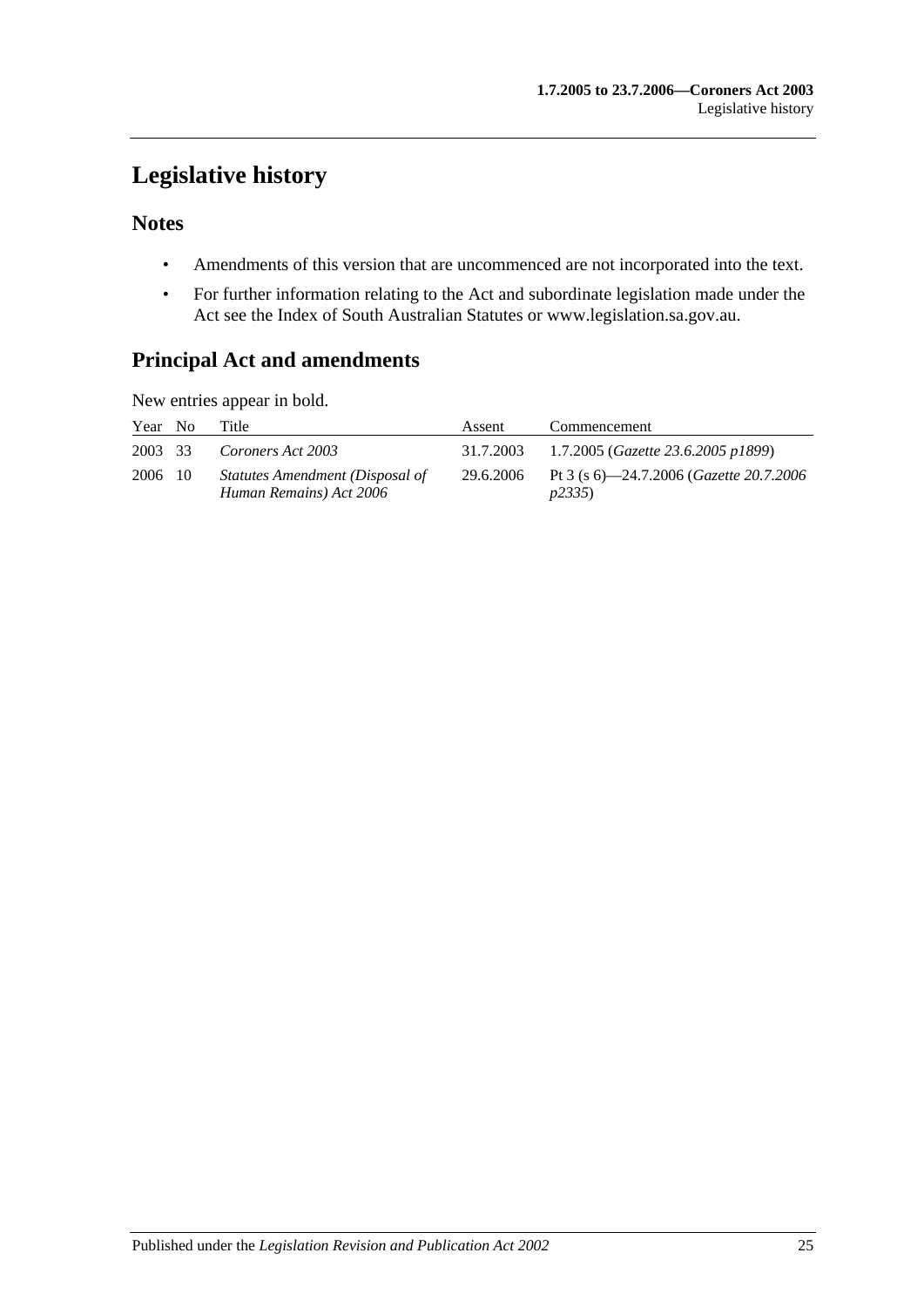# Legislative history

## Notes

- Amendments of this version that are uncommenced are not incorporated into the text.
- For further information relating to the Act and subordinate legislation made under the Act see the Index of South Australian Statutes or www.legislation.sa.gov.au.

## Principal Act and amendments

New entries appear in bold.

| Year | No | Title | Assent | Commencement |
|---|---|---|---|---|
| 2003 | 33 | *Coroners Act 2003* | 31.7.2003 | 1.7.2005 (*Gazette 23.6.2005 p1899*) |
| 2006 | 10 | *Statutes Amendment (Disposal of Human Remains) Act 2006* | 29.6.2006 | Pt 3 (s 6)—24.7.2006 (*Gazette 20.7.2006 p2335*) |